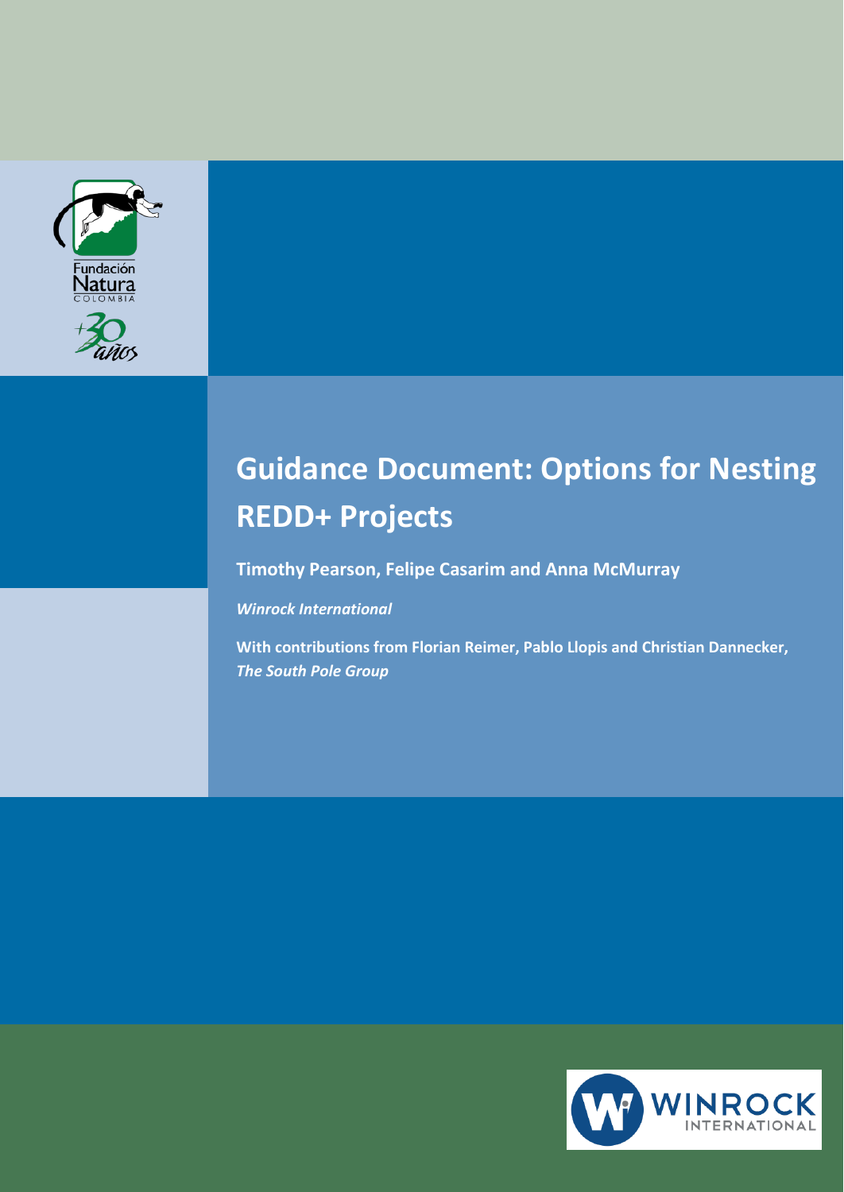Fundación Natura COLOMBIA

+30 años

# Guidance Document: Options for Nesting REDD+ Projects

**Timothy Pearson, Felipe Casarim and Anna McMurray**

***Winrock International***

**With contributions from Florian Reimer, Pablo Llopis and Christian Dannecker, *The South Pole Group***

WINROCK INTERNATIONAL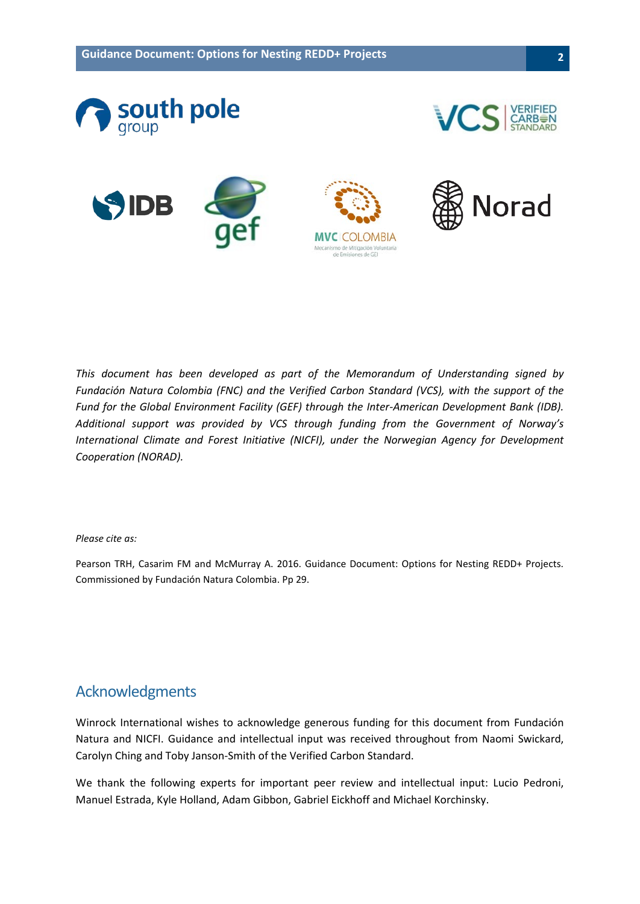*This document has been developed as part of the Memorandum of Understanding signed by Fundación Natura Colombia (FNC) and the Verified Carbon Standard (VCS), with the support of the Fund for the Global Environment Facility (GEF) through the Inter-American Development Bank (IDB). Additional support was provided by VCS through funding from the Government of Norway's International Climate and Forest Initiative (NICFI), under the Norwegian Agency for Development Cooperation (NORAD).*

*Please cite as:*

Pearson TRH, Casarim FM and McMurray A. 2016. Guidance Document: Options for Nesting REDD+ Projects. Commissioned by Fundación Natura Colombia. Pp 29.

## Acknowledgments

Winrock International wishes to acknowledge generous funding for this document from Fundación Natura and NICFI. Guidance and intellectual input was received throughout from Naomi Swickard, Carolyn Ching and Toby Janson-Smith of the Verified Carbon Standard.

We thank the following experts for important peer review and intellectual input: Lucio Pedroni, Manuel Estrada, Kyle Holland, Adam Gibbon, Gabriel Eickhoff and Michael Korchinsky.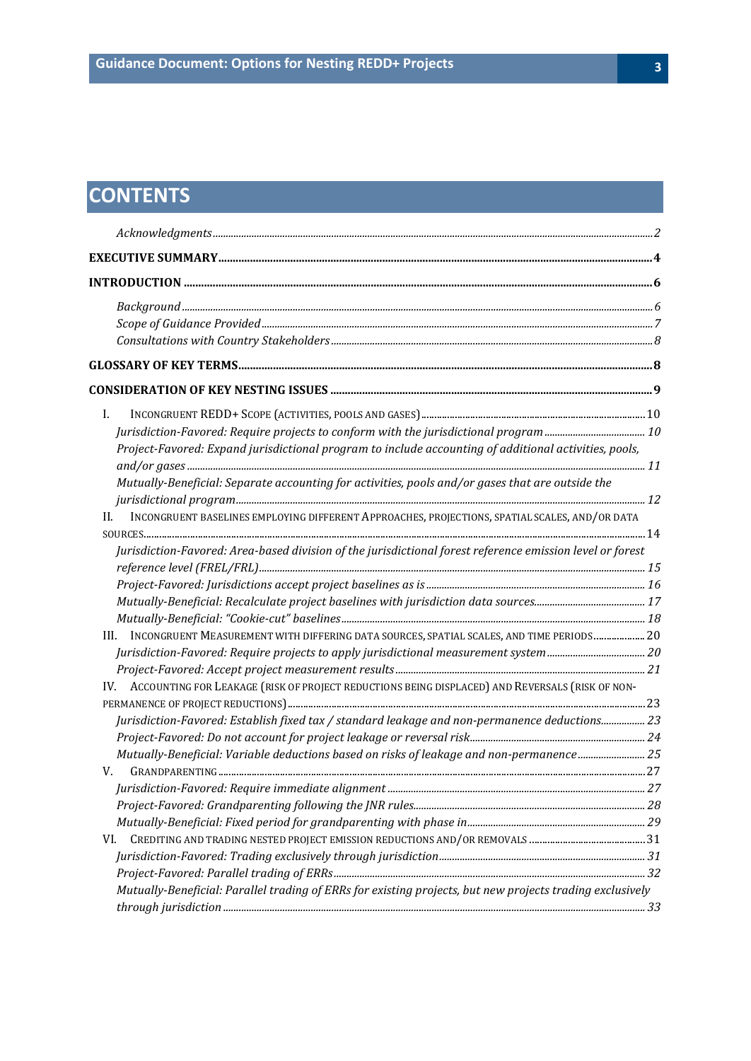# CONTENTS

*Acknowledgments* ... 2

**EXECUTIVE SUMMARY** ... 4

**INTRODUCTION** ... 6

*Background* ... 6
*Scope of Guidance Provided* ... 7
*Consultations with Country Stakeholders* ... 8

**GLOSSARY OF KEY TERMS** ... 8

**CONSIDERATION OF KEY NESTING ISSUES** ... 9

I. INCONGRUENT REDD+ SCOPE (ACTIVITIES, POOLS AND GASES) ... 10
*Jurisdiction-Favored: Require projects to conform with the jurisdictional program* ... 10
*Project-Favored: Expand jurisdictional program to include accounting of additional activities, pools, and/or gases* ... 11
*Mutually-Beneficial: Separate accounting for activities, pools and/or gases that are outside the jurisdictional program* ... 12

II. INCONGRUENT BASELINES EMPLOYING DIFFERENT APPROACHES, PROJECTIONS, SPATIAL SCALES, AND/OR DATA SOURCES ... 14
*Jurisdiction-Favored: Area-based division of the jurisdictional forest reference emission level or forest reference level (FREL/FRL)* ... 15
*Project-Favored: Jurisdictions accept project baselines as is* ... 16
*Mutually-Beneficial: Recalculate project baselines with jurisdiction data sources* ... 17
*Mutually-Beneficial: "Cookie-cut" baselines* ... 18

III. INCONGRUENT MEASUREMENT WITH DIFFERING DATA SOURCES, SPATIAL SCALES, AND TIME PERIODS ... 20
*Jurisdiction-Favored: Require projects to apply jurisdictional measurement system* ... 20
*Project-Favored: Accept project measurement results* ... 21

IV. ACCOUNTING FOR LEAKAGE (RISK OF PROJECT REDUCTIONS BEING DISPLACED) AND REVERSALS (RISK OF NON-PERMANENCE OF PROJECT REDUCTIONS) ... 23
*Jurisdiction-Favored: Establish fixed tax / standard leakage and non-permanence deductions* ... 23
*Project-Favored: Do not account for project leakage or reversal risk* ... 24
*Mutually-Beneficial: Variable deductions based on risks of leakage and non-permanence* ... 25

V. GRANDPARENTING ... 27
*Jurisdiction-Favored: Require immediate alignment* ... 27
*Project-Favored: Grandparenting following the JNR rules* ... 28
*Mutually-Beneficial: Fixed period for grandparenting with phase in* ... 29

VI. CREDITING AND TRADING NESTED PROJECT EMISSION REDUCTIONS AND/OR REMOVALS ... 31
*Jurisdiction-Favored: Trading exclusively through jurisdiction* ... 31
*Project-Favored: Parallel trading of ERRs* ... 32
*Mutually-Beneficial: Parallel trading of ERRs for existing projects, but new projects trading exclusively through jurisdiction* ... 33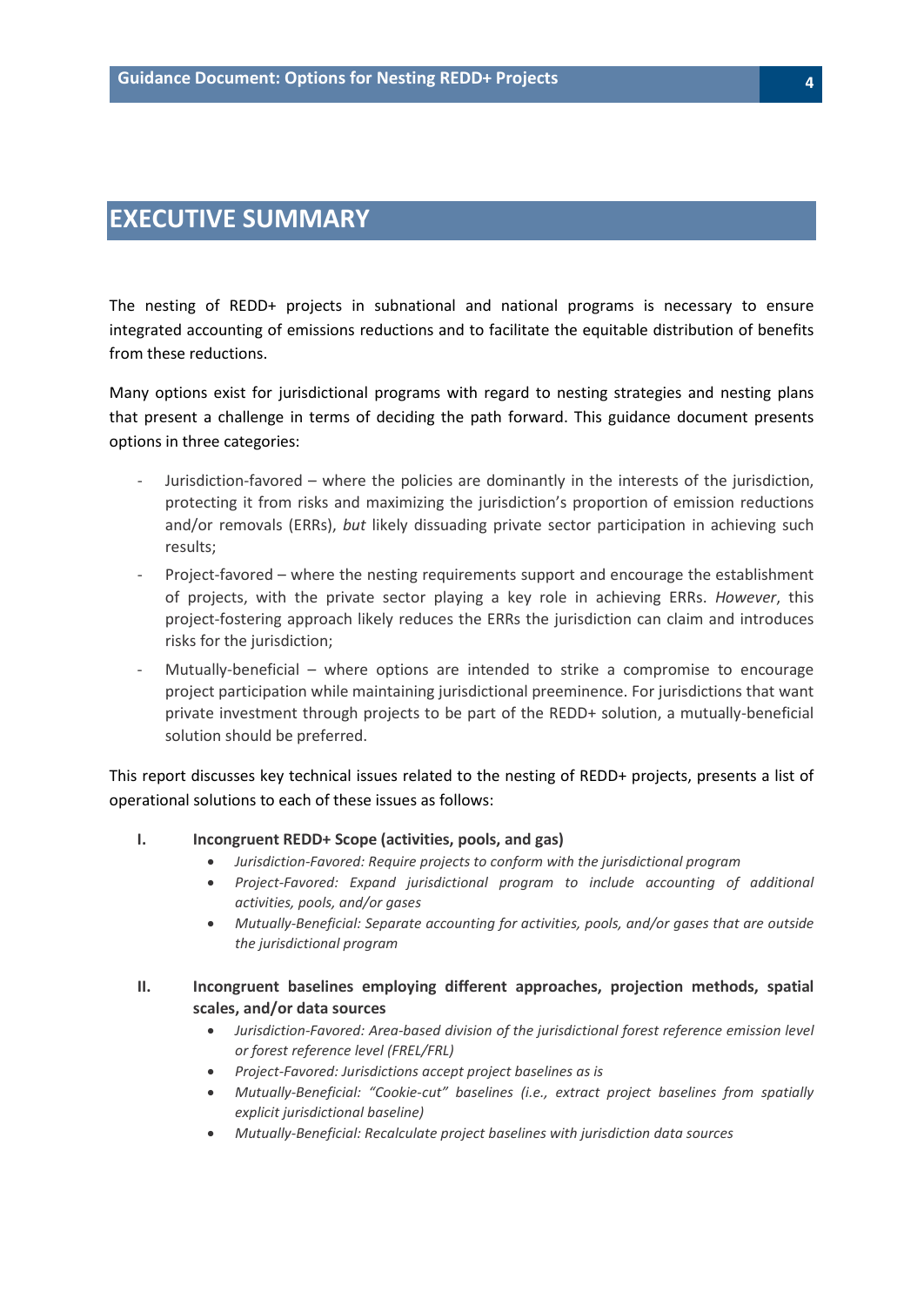# EXECUTIVE SUMMARY

The nesting of REDD+ projects in subnational and national programs is necessary to ensure integrated accounting of emissions reductions and to facilitate the equitable distribution of benefits from these reductions.

Many options exist for jurisdictional programs with regard to nesting strategies and nesting plans that present a challenge in terms of deciding the path forward. This guidance document presents options in three categories:

- Jurisdiction-favored – where the policies are dominantly in the interests of the jurisdiction, protecting it from risks and maximizing the jurisdiction's proportion of emission reductions and/or removals (ERRs), *but* likely dissuading private sector participation in achieving such results;
- Project-favored – where the nesting requirements support and encourage the establishment of projects, with the private sector playing a key role in achieving ERRs. *However*, this project-fostering approach likely reduces the ERRs the jurisdiction can claim and introduces risks for the jurisdiction;
- Mutually-beneficial – where options are intended to strike a compromise to encourage project participation while maintaining jurisdictional preeminence. For jurisdictions that want private investment through projects to be part of the REDD+ solution, a mutually-beneficial solution should be preferred.

This report discusses key technical issues related to the nesting of REDD+ projects, presents a list of operational solutions to each of these issues as follows:

I. **Incongruent REDD+ Scope (activities, pools, and gas)**
   - *Jurisdiction-Favored: Require projects to conform with the jurisdictional program*
   - *Project-Favored: Expand jurisdictional program to include accounting of additional activities, pools, and/or gases*
   - *Mutually-Beneficial: Separate accounting for activities, pools, and/or gases that are outside the jurisdictional program*

II. **Incongruent baselines employing different approaches, projection methods, spatial scales, and/or data sources**
   - *Jurisdiction-Favored: Area-based division of the jurisdictional forest reference emission level or forest reference level (FREL/FRL)*
   - *Project-Favored: Jurisdictions accept project baselines as is*
   - *Mutually-Beneficial: "Cookie-cut" baselines (i.e., extract project baselines from spatially explicit jurisdictional baseline)*
   - *Mutually-Beneficial: Recalculate project baselines with jurisdiction data sources*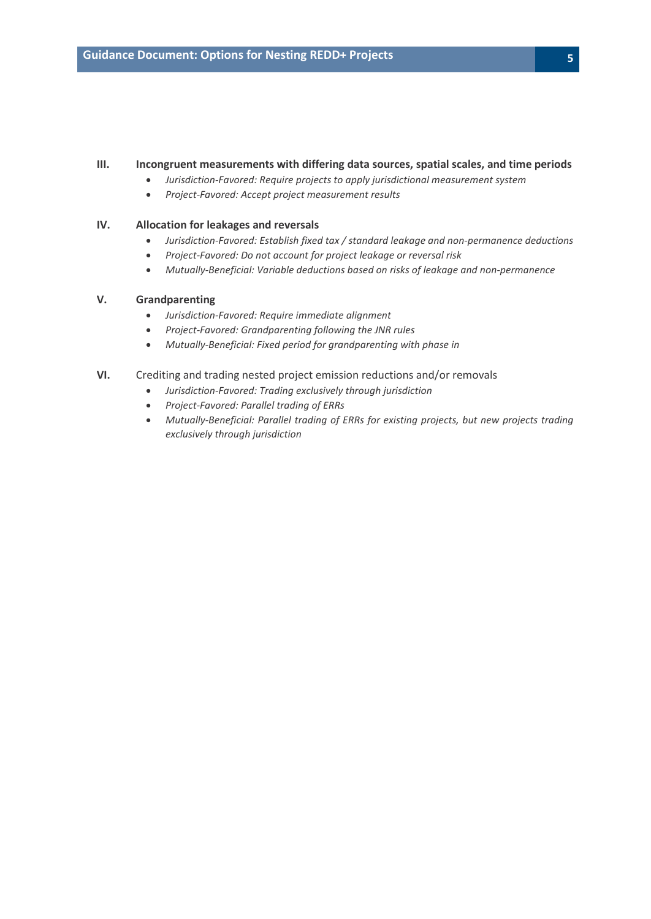**III. Incongruent measurements with differing data sources, spatial scales, and time periods**

- *Jurisdiction-Favored: Require projects to apply jurisdictional measurement system*
- *Project-Favored: Accept project measurement results*

**IV. Allocation for leakages and reversals**

- *Jurisdiction-Favored: Establish fixed tax / standard leakage and non-permanence deductions*
- *Project-Favored: Do not account for project leakage or reversal risk*
- *Mutually-Beneficial: Variable deductions based on risks of leakage and non-permanence*

**V. Grandparenting**

- *Jurisdiction-Favored: Require immediate alignment*
- *Project-Favored: Grandparenting following the JNR rules*
- *Mutually-Beneficial: Fixed period for grandparenting with phase in*

**VI.** Crediting and trading nested project emission reductions and/or removals

- *Jurisdiction-Favored: Trading exclusively through jurisdiction*
- *Project-Favored: Parallel trading of ERRs*
- *Mutually-Beneficial: Parallel trading of ERRs for existing projects, but new projects trading exclusively through jurisdiction*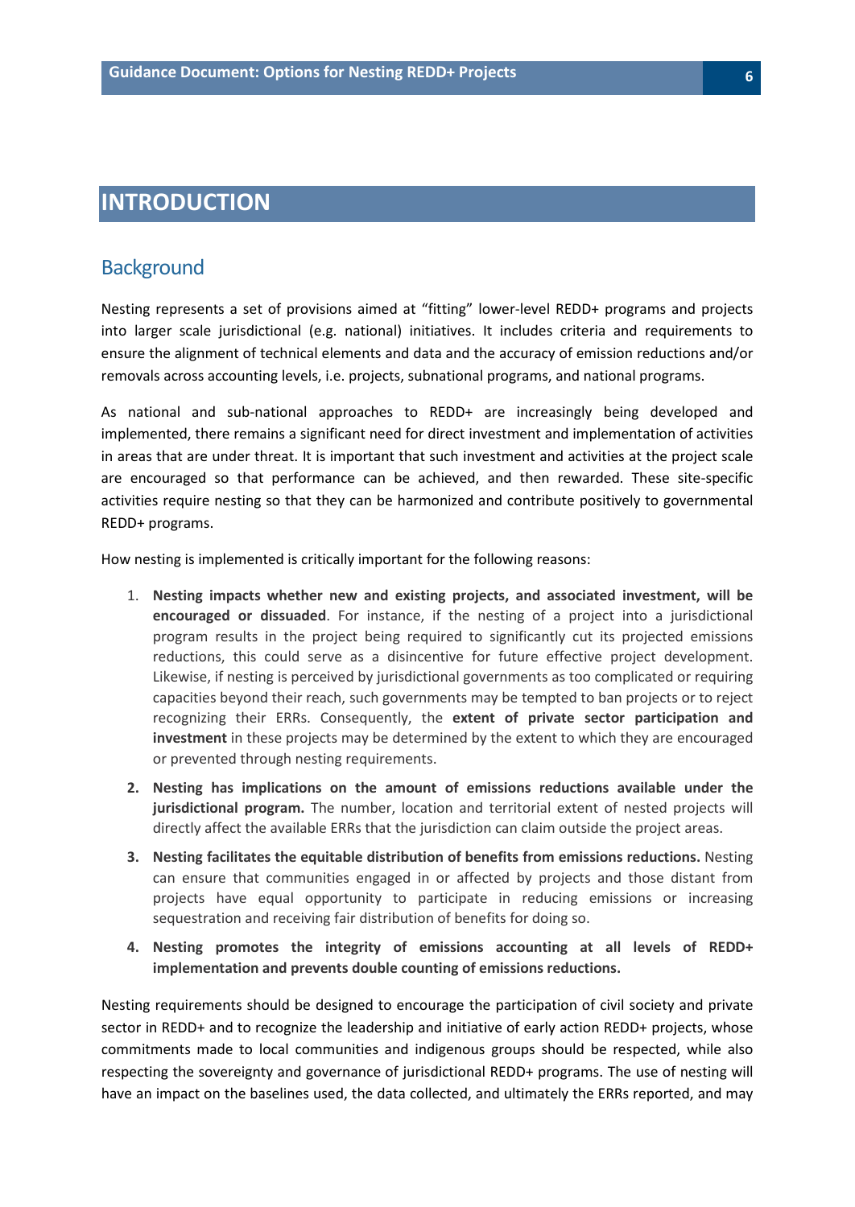# INTRODUCTION

## Background

Nesting represents a set of provisions aimed at “fitting” lower-level REDD+ programs and projects into larger scale jurisdictional (e.g. national) initiatives. It includes criteria and requirements to ensure the alignment of technical elements and data and the accuracy of emission reductions and/or removals across accounting levels, i.e. projects, subnational programs, and national programs.

As national and sub-national approaches to REDD+ are increasingly being developed and implemented, there remains a significant need for direct investment and implementation of activities in areas that are under threat. It is important that such investment and activities at the project scale are encouraged so that performance can be achieved, and then rewarded. These site-specific activities require nesting so that they can be harmonized and contribute positively to governmental REDD+ programs.

How nesting is implemented is critically important for the following reasons:

1. **Nesting impacts whether new and existing projects, and associated investment, will be encouraged or dissuaded**. For instance, if the nesting of a project into a jurisdictional program results in the project being required to significantly cut its projected emissions reductions, this could serve as a disincentive for future effective project development. Likewise, if nesting is perceived by jurisdictional governments as too complicated or requiring capacities beyond their reach, such governments may be tempted to ban projects or to reject recognizing their ERRs. Consequently, the **extent of private sector participation and investment** in these projects may be determined by the extent to which they are encouraged or prevented through nesting requirements.
2. **Nesting has implications on the amount of emissions reductions available under the jurisdictional program.** The number, location and territorial extent of nested projects will directly affect the available ERRs that the jurisdiction can claim outside the project areas.
3. **Nesting facilitates the equitable distribution of benefits from emissions reductions.** Nesting can ensure that communities engaged in or affected by projects and those distant from projects have equal opportunity to participate in reducing emissions or increasing sequestration and receiving fair distribution of benefits for doing so.
4. **Nesting promotes the integrity of emissions accounting at all levels of REDD+ implementation and prevents double counting of emissions reductions.**

Nesting requirements should be designed to encourage the participation of civil society and private sector in REDD+ and to recognize the leadership and initiative of early action REDD+ projects, whose commitments made to local communities and indigenous groups should be respected, while also respecting the sovereignty and governance of jurisdictional REDD+ programs. The use of nesting will have an impact on the baselines used, the data collected, and ultimately the ERRs reported, and may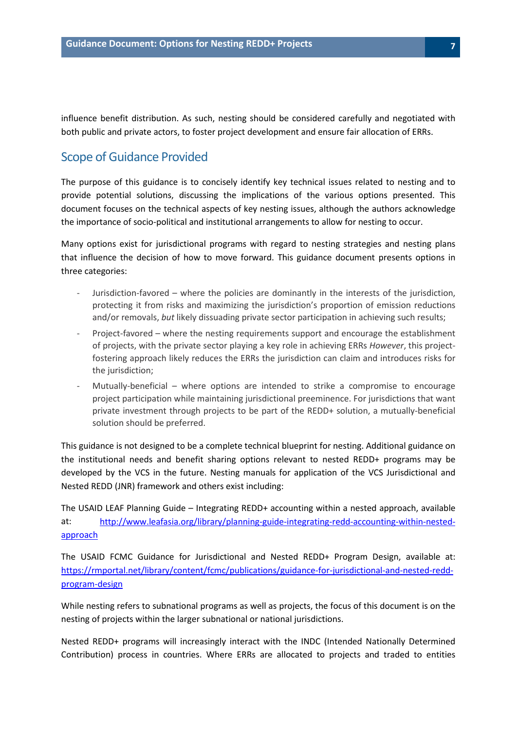influence benefit distribution. As such, nesting should be considered carefully and negotiated with both public and private actors, to foster project development and ensure fair allocation of ERRs.

## Scope of Guidance Provided

The purpose of this guidance is to concisely identify key technical issues related to nesting and to provide potential solutions, discussing the implications of the various options presented. This document focuses on the technical aspects of key nesting issues, although the authors acknowledge the importance of socio-political and institutional arrangements to allow for nesting to occur.

Many options exist for jurisdictional programs with regard to nesting strategies and nesting plans that influence the decision of how to move forward. This guidance document presents options in three categories:

- Jurisdiction-favored – where the policies are dominantly in the interests of the jurisdiction, protecting it from risks and maximizing the jurisdiction's proportion of emission reductions and/or removals, *but* likely dissuading private sector participation in achieving such results;
- Project-favored – where the nesting requirements support and encourage the establishment of projects, with the private sector playing a key role in achieving ERRs *However*, this project-fostering approach likely reduces the ERRs the jurisdiction can claim and introduces risks for the jurisdiction;
- Mutually-beneficial – where options are intended to strike a compromise to encourage project participation while maintaining jurisdictional preeminence. For jurisdictions that want private investment through projects to be part of the REDD+ solution, a mutually-beneficial solution should be preferred.

This guidance is not designed to be a complete technical blueprint for nesting. Additional guidance on the institutional needs and benefit sharing options relevant to nested REDD+ programs may be developed by the VCS in the future. Nesting manuals for application of the VCS Jurisdictional and Nested REDD (JNR) framework and others exist including:

The USAID LEAF Planning Guide – Integrating REDD+ accounting within a nested approach, available at: http://www.leafasia.org/library/planning-guide-integrating-redd-accounting-within-nested-approach

The USAID FCMC Guidance for Jurisdictional and Nested REDD+ Program Design, available at: https://rmportal.net/library/content/fcmc/publications/guidance-for-jurisdictional-and-nested-redd-program-design

While nesting refers to subnational programs as well as projects, the focus of this document is on the nesting of projects within the larger subnational or national jurisdictions.

Nested REDD+ programs will increasingly interact with the INDC (Intended Nationally Determined Contribution) process in countries. Where ERRs are allocated to projects and traded to entities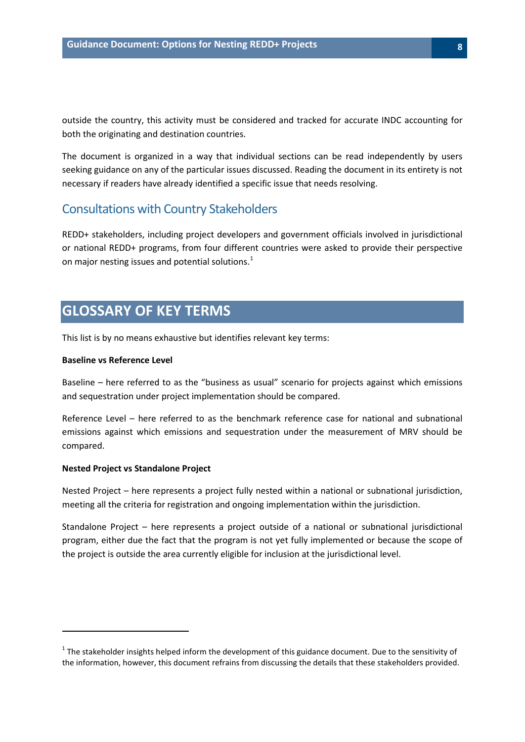outside the country, this activity must be considered and tracked for accurate INDC accounting for both the originating and destination countries.

The document is organized in a way that individual sections can be read independently by users seeking guidance on any of the particular issues discussed. Reading the document in its entirety is not necessary if readers have already identified a specific issue that needs resolving.

## Consultations with Country Stakeholders

REDD+ stakeholders, including project developers and government officials involved in jurisdictional or national REDD+ programs, from four different countries were asked to provide their perspective on major nesting issues and potential solutions.[1]

# GLOSSARY OF KEY TERMS

This list is by no means exhaustive but identifies relevant key terms:

**Baseline vs Reference Level**

Baseline – here referred to as the "business as usual" scenario for projects against which emissions and sequestration under project implementation should be compared.

Reference Level – here referred to as the benchmark reference case for national and subnational emissions against which emissions and sequestration under the measurement of MRV should be compared.

**Nested Project vs Standalone Project**

Nested Project – here represents a project fully nested within a national or subnational jurisdiction, meeting all the criteria for registration and ongoing implementation within the jurisdiction.

Standalone Project – here represents a project outside of a national or subnational jurisdictional program, either due the fact that the program is not yet fully implemented or because the scope of the project is outside the area currently eligible for inclusion at the jurisdictional level.

---

[1] The stakeholder insights helped inform the development of this guidance document. Due to the sensitivity of the information, however, this document refrains from discussing the details that these stakeholders provided.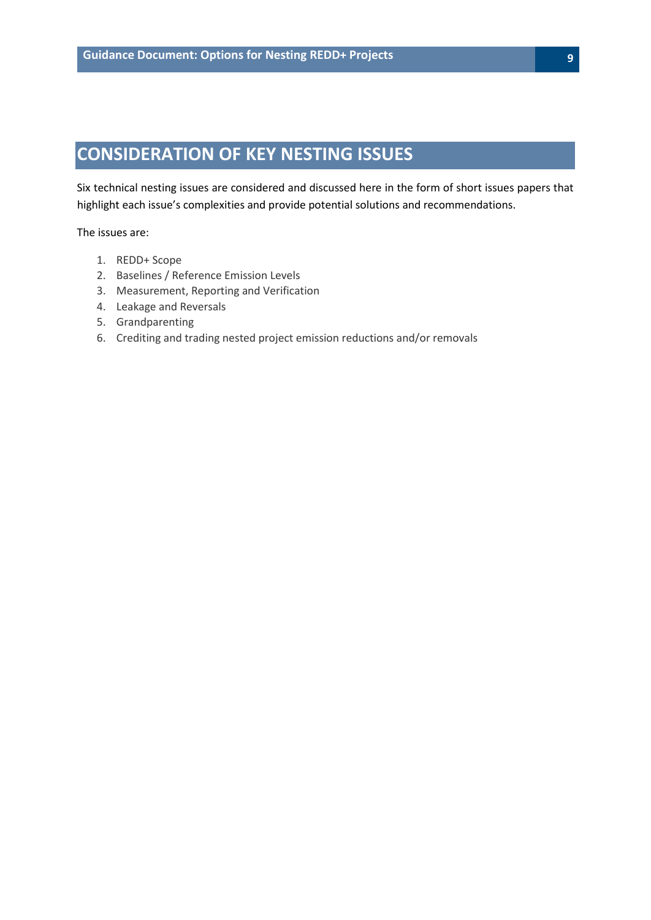# CONSIDERATION OF KEY NESTING ISSUES

Six technical nesting issues are considered and discussed here in the form of short issues papers that highlight each issue's complexities and provide potential solutions and recommendations.

The issues are:

1. REDD+ Scope
2. Baselines / Reference Emission Levels
3. Measurement, Reporting and Verification
4. Leakage and Reversals
5. Grandparenting
6. Crediting and trading nested project emission reductions and/or removals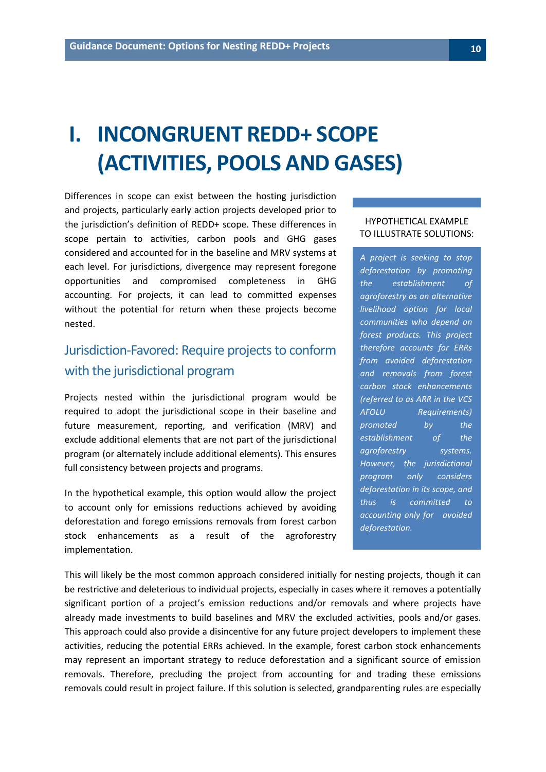# I. INCONGRUENT REDD+ SCOPE (ACTIVITIES, POOLS AND GASES)

Differences in scope can exist between the hosting jurisdiction and projects, particularly early action projects developed prior to the jurisdiction's definition of REDD+ scope. These differences in scope pertain to activities, carbon pools and GHG gases considered and accounted for in the baseline and MRV systems at each level. For jurisdictions, divergence may represent foregone opportunities and compromised completeness in GHG accounting. For projects, it can lead to committed expenses without the potential for return when these projects become nested.

## Jurisdiction-Favored: Require projects to conform with the jurisdictional program

Projects nested within the jurisdictional program would be required to adopt the jurisdictional scope in their baseline and future measurement, reporting, and verification (MRV) and exclude additional elements that are not part of the jurisdictional program (or alternately include additional elements). This ensures full consistency between projects and programs.

In the hypothetical example, this option would allow the project to account only for emissions reductions achieved by avoiding deforestation and forego emissions removals from forest carbon stock enhancements as a result of the agroforestry implementation.

> HYPOTHETICAL EXAMPLE TO ILLUSTRATE SOLUTIONS:
>
> *A project is seeking to stop deforestation by promoting the establishment of agroforestry as an alternative livelihood option for local communities who depend on forest products. This project therefore accounts for ERRs from avoided deforestation and removals from forest carbon stock enhancements (referred to as ARR in the VCS AFOLU Requirements) promoted by the establishment of the agroforestry systems. However, the jurisdictional program only considers deforestation in its scope, and thus is committed to accounting only for avoided deforestation.*

This will likely be the most common approach considered initially for nesting projects, though it can be restrictive and deleterious to individual projects, especially in cases where it removes a potentially significant portion of a project's emission reductions and/or removals and where projects have already made investments to build baselines and MRV the excluded activities, pools and/or gases. This approach could also provide a disincentive for any future project developers to implement these activities, reducing the potential ERRs achieved. In the example, forest carbon stock enhancements may represent an important strategy to reduce deforestation and a significant source of emission removals. Therefore, precluding the project from accounting for and trading these emissions removals could result in project failure. If this solution is selected, grandparenting rules are especially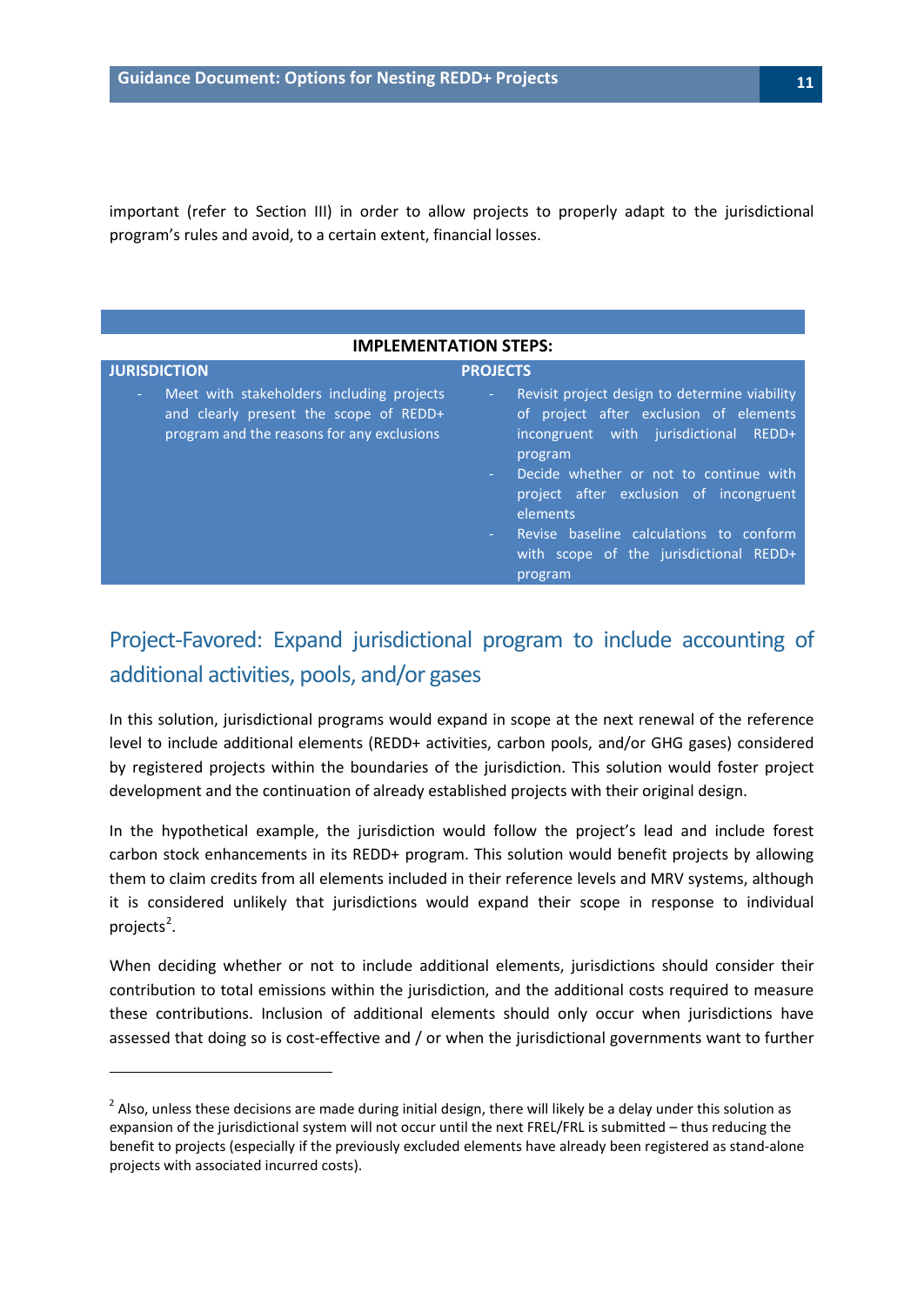important (refer to Section III) in order to allow projects to properly adapt to the jurisdictional program's rules and avoid, to a certain extent, financial losses.

**IMPLEMENTATION STEPS:**

| JURISDICTION | PROJECTS |
|---|---|
| - Meet with stakeholders including projects and clearly present the scope of REDD+ program and the reasons for any exclusions | - Revisit project design to determine viability of project after exclusion of elements incongruent with jurisdictional REDD+ program<br>- Decide whether or not to continue with project after exclusion of incongruent elements<br>- Revise baseline calculations to conform with scope of the jurisdictional REDD+ program |

## Project-Favored: Expand jurisdictional program to include accounting of additional activities, pools, and/or gases

In this solution, jurisdictional programs would expand in scope at the next renewal of the reference level to include additional elements (REDD+ activities, carbon pools, and/or GHG gases) considered by registered projects within the boundaries of the jurisdiction. This solution would foster project development and the continuation of already established projects with their original design.

In the hypothetical example, the jurisdiction would follow the project's lead and include forest carbon stock enhancements in its REDD+ program. This solution would benefit projects by allowing them to claim credits from all elements included in their reference levels and MRV systems, although it is considered unlikely that jurisdictions would expand their scope in response to individual projects[2].

When deciding whether or not to include additional elements, jurisdictions should consider their contribution to total emissions within the jurisdiction, and the additional costs required to measure these contributions. Inclusion of additional elements should only occur when jurisdictions have assessed that doing so is cost-effective and / or when the jurisdictional governments want to further

[2] Also, unless these decisions are made during initial design, there will likely be a delay under this solution as expansion of the jurisdictional system will not occur until the next FREL/FRL is submitted – thus reducing the benefit to projects (especially if the previously excluded elements have already been registered as stand-alone projects with associated incurred costs).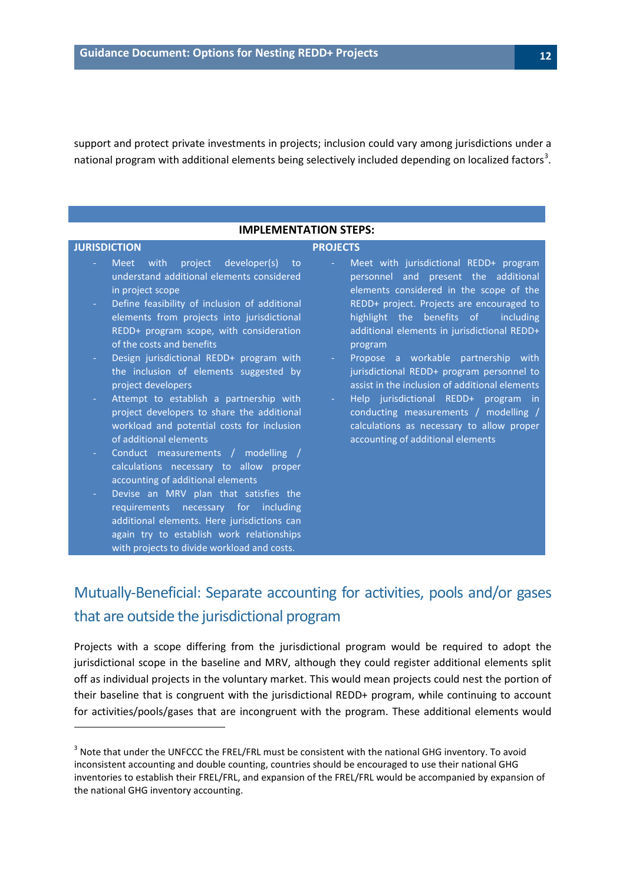support and protect private investments in projects; inclusion could vary among jurisdictions under a national program with additional elements being selectively included depending on localized factors[3].

**IMPLEMENTATION STEPS:**

**JURISDICTION**

- Meet with project developer(s) to understand additional elements considered in project scope
- Define feasibility of inclusion of additional elements from projects into jurisdictional REDD+ program scope, with consideration of the costs and benefits
- Design jurisdictional REDD+ program with the inclusion of elements suggested by project developers
- Attempt to establish a partnership with project developers to share the additional workload and potential costs for inclusion of additional elements
- Conduct measurements / modelling / calculations necessary to allow proper accounting of additional elements
- Devise an MRV plan that satisfies the requirements necessary for including additional elements. Here jurisdictions can again try to establish work relationships with projects to divide workload and costs.

**PROJECTS**

- Meet with jurisdictional REDD+ program personnel and present the additional elements considered in the scope of the REDD+ project. Projects are encouraged to highlight the benefits of including additional elements in jurisdictional REDD+ program
- Propose a workable partnership with jurisdictional REDD+ program personnel to assist in the inclusion of additional elements
- Help jurisdictional REDD+ program in conducting measurements / modelling / calculations as necessary to allow proper accounting of additional elements

## Mutually-Beneficial: Separate accounting for activities, pools and/or gases that are outside the jurisdictional program

Projects with a scope differing from the jurisdictional program would be required to adopt the jurisdictional scope in the baseline and MRV, although they could register additional elements split off as individual projects in the voluntary market. This would mean projects could nest the portion of their baseline that is congruent with the jurisdictional REDD+ program, while continuing to account for activities/pools/gases that are incongruent with the program. These additional elements would

[3] Note that under the UNFCCC the FREL/FRL must be consistent with the national GHG inventory. To avoid inconsistent accounting and double counting, countries should be encouraged to use their national GHG inventories to establish their FREL/FRL, and expansion of the FREL/FRL would be accompanied by expansion of the national GHG inventory accounting.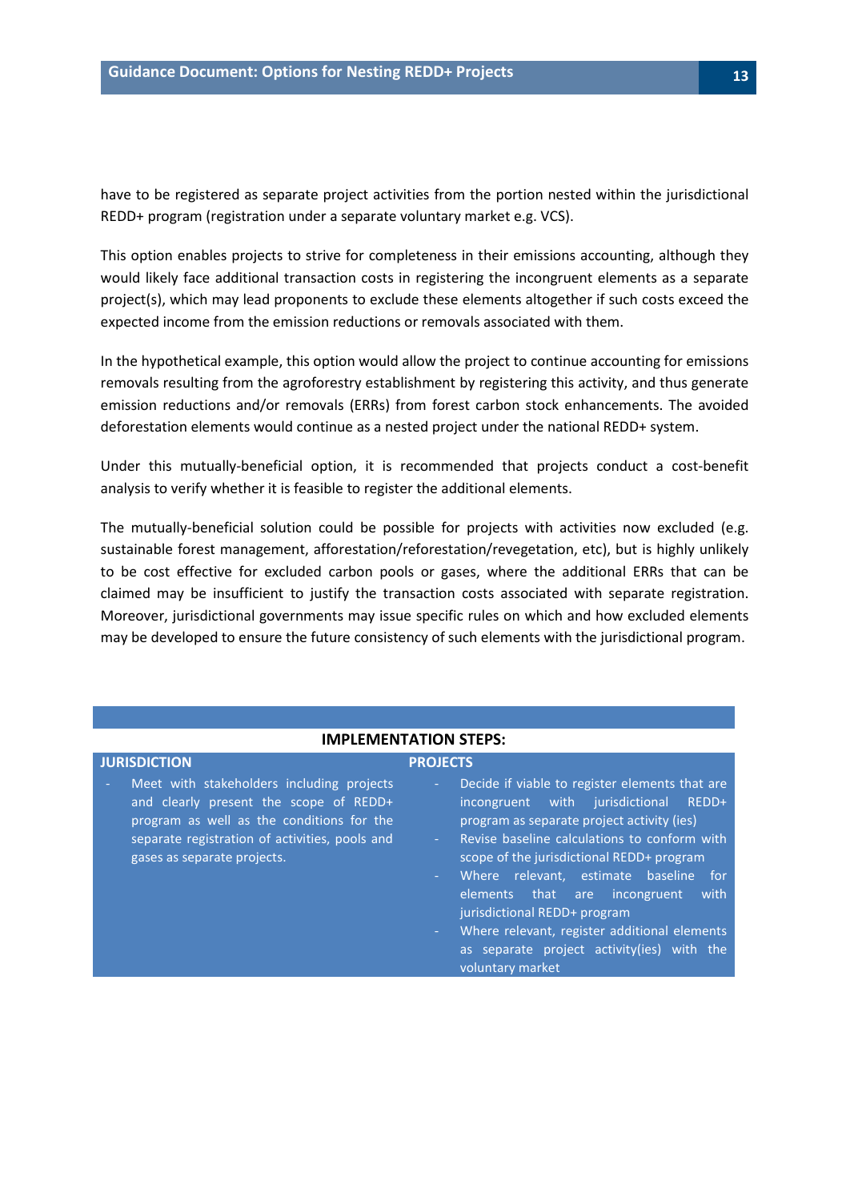have to be registered as separate project activities from the portion nested within the jurisdictional REDD+ program (registration under a separate voluntary market e.g. VCS).

This option enables projects to strive for completeness in their emissions accounting, although they would likely face additional transaction costs in registering the incongruent elements as a separate project(s), which may lead proponents to exclude these elements altogether if such costs exceed the expected income from the emission reductions or removals associated with them.

In the hypothetical example, this option would allow the project to continue accounting for emissions removals resulting from the agroforestry establishment by registering this activity, and thus generate emission reductions and/or removals (ERRs) from forest carbon stock enhancements. The avoided deforestation elements would continue as a nested project under the national REDD+ system.

Under this mutually-beneficial option, it is recommended that projects conduct a cost-benefit analysis to verify whether it is feasible to register the additional elements.

The mutually-beneficial solution could be possible for projects with activities now excluded (e.g. sustainable forest management, afforestation/reforestation/revegetation, etc), but is highly unlikely to be cost effective for excluded carbon pools or gases, where the additional ERRs that can be claimed may be insufficient to justify the transaction costs associated with separate registration. Moreover, jurisdictional governments may issue specific rules on which and how excluded elements may be developed to ensure the future consistency of such elements with the jurisdictional program.

**IMPLEMENTATION STEPS:**

| JURISDICTION | PROJECTS |
|---|---|
| - Meet with stakeholders including projects and clearly present the scope of REDD+ program as well as the conditions for the separate registration of activities, pools and gases as separate projects. | - Decide if viable to register elements that are incongruent with jurisdictional REDD+ program as separate project activity (ies)<br>- Revise baseline calculations to conform with scope of the jurisdictional REDD+ program<br>- Where relevant, estimate baseline for elements that are incongruent with jurisdictional REDD+ program<br>- Where relevant, register additional elements as separate project activity(ies) with the voluntary market |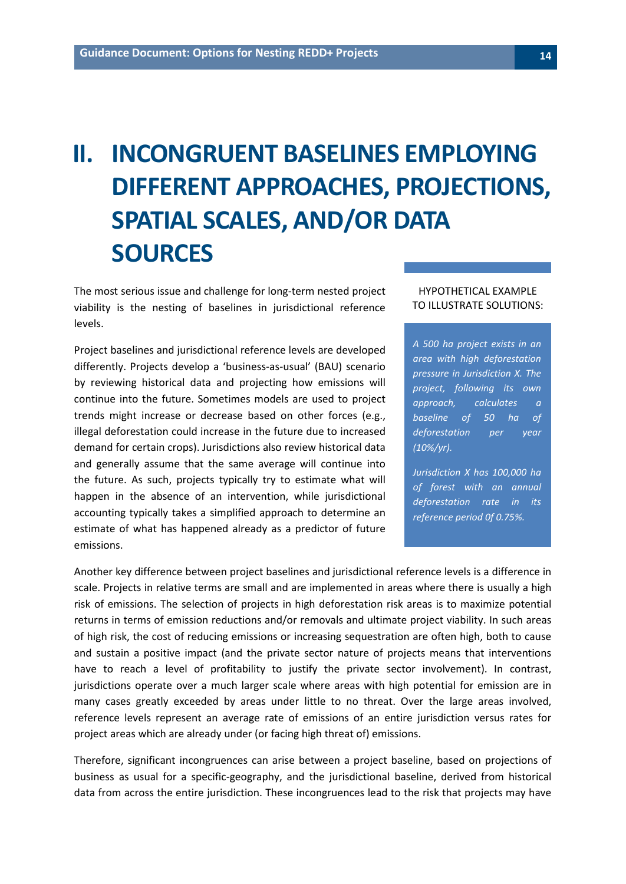# II. INCONGRUENT BASELINES EMPLOYING DIFFERENT APPROACHES, PROJECTIONS, SPATIAL SCALES, AND/OR DATA SOURCES

The most serious issue and challenge for long-term nested project viability is the nesting of baselines in jurisdictional reference levels.

Project baselines and jurisdictional reference levels are developed differently. Projects develop a 'business-as-usual' (BAU) scenario by reviewing historical data and projecting how emissions will continue into the future. Sometimes models are used to project trends might increase or decrease based on other forces (e.g., illegal deforestation could increase in the future due to increased demand for certain crops). Jurisdictions also review historical data and generally assume that the same average will continue into the future. As such, projects typically try to estimate what will happen in the absence of an intervention, while jurisdictional accounting typically takes a simplified approach to determine an estimate of what has happened already as a predictor of future emissions.

> HYPOTHETICAL EXAMPLE TO ILLUSTRATE SOLUTIONS:
>
> *A 500 ha project exists in an area with high deforestation pressure in Jurisdiction X. The project, following its own approach, calculates a baseline of 50 ha of deforestation per year (10%/yr).*
>
> *Jurisdiction X has 100,000 ha of forest with an annual deforestation rate in its reference period 0f of 0.75%.*

Another key difference between project baselines and jurisdictional reference levels is a difference in scale. Projects in relative terms are small and are implemented in areas where there is usually a high risk of emissions. The selection of projects in high deforestation risk areas is to maximize potential returns in terms of emission reductions and/or removals and ultimate project viability. In such areas of high risk, the cost of reducing emissions or increasing sequestration are often high, both to cause and sustain a positive impact (and the private sector nature of projects means that interventions have to reach a level of profitability to justify the private sector involvement). In contrast, jurisdictions operate over a much larger scale where areas with high potential for emission are in many cases greatly exceeded by areas under little to no threat. Over the large areas involved, reference levels represent an average rate of emissions of an entire jurisdiction versus rates for project areas which are already under (or facing high threat of) emissions.

Therefore, significant incongruences can arise between a project baseline, based on projections of business as usual for a specific-geography, and the jurisdictional baseline, derived from historical data from across the entire jurisdiction. These incongruences lead to the risk that projects may have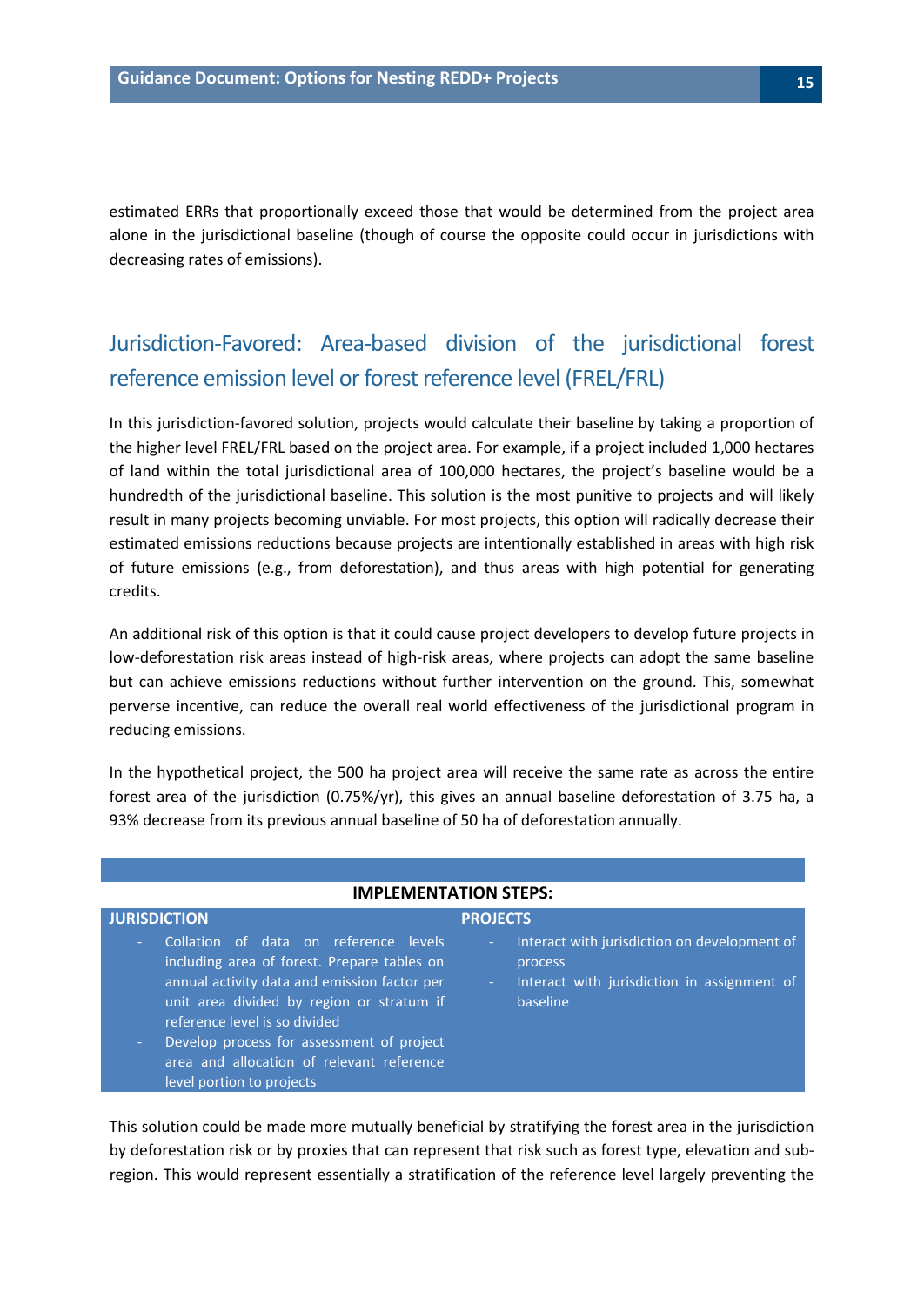estimated ERRs that proportionally exceed those that would be determined from the project area alone in the jurisdictional baseline (though of course the opposite could occur in jurisdictions with decreasing rates of emissions).

## Jurisdiction-Favored: Area-based division of the jurisdictional forest reference emission level or forest reference level (FREL/FRL)

In this jurisdiction-favored solution, projects would calculate their baseline by taking a proportion of the higher level FREL/FRL based on the project area. For example, if a project included 1,000 hectares of land within the total jurisdictional area of 100,000 hectares, the project's baseline would be a hundredth of the jurisdictional baseline. This solution is the most punitive to projects and will likely result in many projects becoming unviable. For most projects, this option will radically decrease their estimated emissions reductions because projects are intentionally established in areas with high risk of future emissions (e.g., from deforestation), and thus areas with high potential for generating credits.

An additional risk of this option is that it could cause project developers to develop future projects in low-deforestation risk areas instead of high-risk areas, where projects can adopt the same baseline but can achieve emissions reductions without further intervention on the ground. This, somewhat perverse incentive, can reduce the overall real world effectiveness of the jurisdictional program in reducing emissions.

In the hypothetical project, the 500 ha project area will receive the same rate as across the entire forest area of the jurisdiction (0.75%/yr), this gives an annual baseline deforestation of 3.75 ha, a 93% decrease from its previous annual baseline of 50 ha of deforestation annually.

| IMPLEMENTATION STEPS: | |
|---|---|
| **JURISDICTION** | **PROJECTS** |
| - Collation of data on reference levels including area of forest. Prepare tables on annual activity data and emission factor per unit area divided by region or stratum if reference level is so divided<br>- Develop process for assessment of project area and allocation of relevant reference level portion to projects | - Interact with jurisdiction on development of process<br>- Interact with jurisdiction in assignment of baseline |

This solution could be made more mutually beneficial by stratifying the forest area in the jurisdiction by deforestation risk or by proxies that can represent that risk such as forest type, elevation and sub-region. This would represent essentially a stratification of the reference level largely preventing the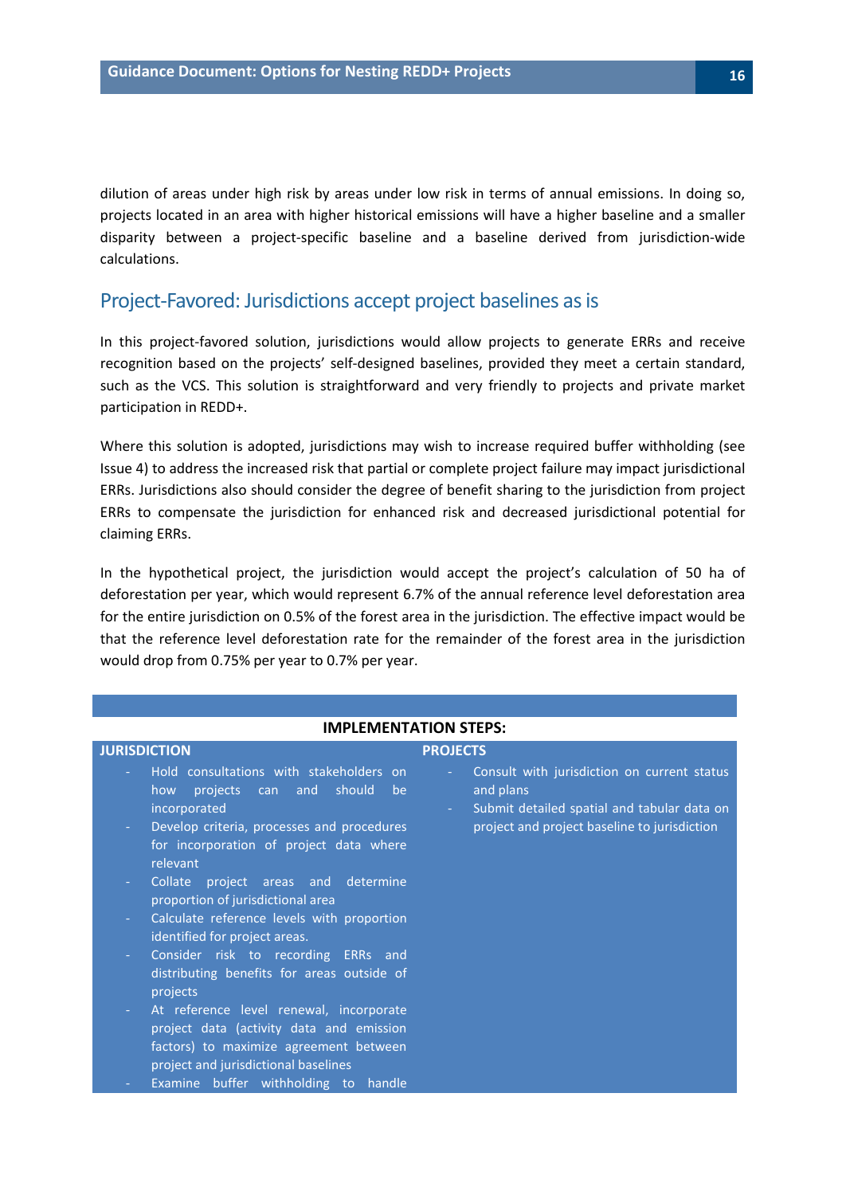dilution of areas under high risk by areas under low risk in terms of annual emissions. In doing so, projects located in an area with higher historical emissions will have a higher baseline and a smaller disparity between a project-specific baseline and a baseline derived from jurisdiction-wide calculations.

## Project-Favored: Jurisdictions accept project baselines as is

In this project-favored solution, jurisdictions would allow projects to generate ERRs and receive recognition based on the projects' self-designed baselines, provided they meet a certain standard, such as the VCS. This solution is straightforward and very friendly to projects and private market participation in REDD+.

Where this solution is adopted, jurisdictions may wish to increase required buffer withholding (see Issue 4) to address the increased risk that partial or complete project failure may impact jurisdictional ERRs. Jurisdictions also should consider the degree of benefit sharing to the jurisdiction from project ERRs to compensate the jurisdiction for enhanced risk and decreased jurisdictional potential for claiming ERRs.

In the hypothetical project, the jurisdiction would accept the project's calculation of 50 ha of deforestation per year, which would represent 6.7% of the annual reference level deforestation area for the entire jurisdiction on 0.5% of the forest area in the jurisdiction. The effective impact would be that the reference level deforestation rate for the remainder of the forest area in the jurisdiction would drop from 0.75% per year to 0.7% per year.

**IMPLEMENTATION STEPS:**

| JURISDICTION | PROJECTS |
|---|---|
| - Hold consultations with stakeholders on how projects can and should be incorporated<br>- Develop criteria, processes and procedures for incorporation of project data where relevant<br>- Collate project areas and determine proportion of jurisdictional area<br>- Calculate reference levels with proportion identified for project areas.<br>- Consider risk to recording ERRs and distributing benefits for areas outside of projects<br>- At reference level renewal, incorporate project data (activity data and emission factors) to maximize agreement between project and jurisdictional baselines<br>- Examine buffer withholding to handle | - Consult with jurisdiction on current status and plans<br>- Submit detailed spatial and tabular data on project and project baseline to jurisdiction |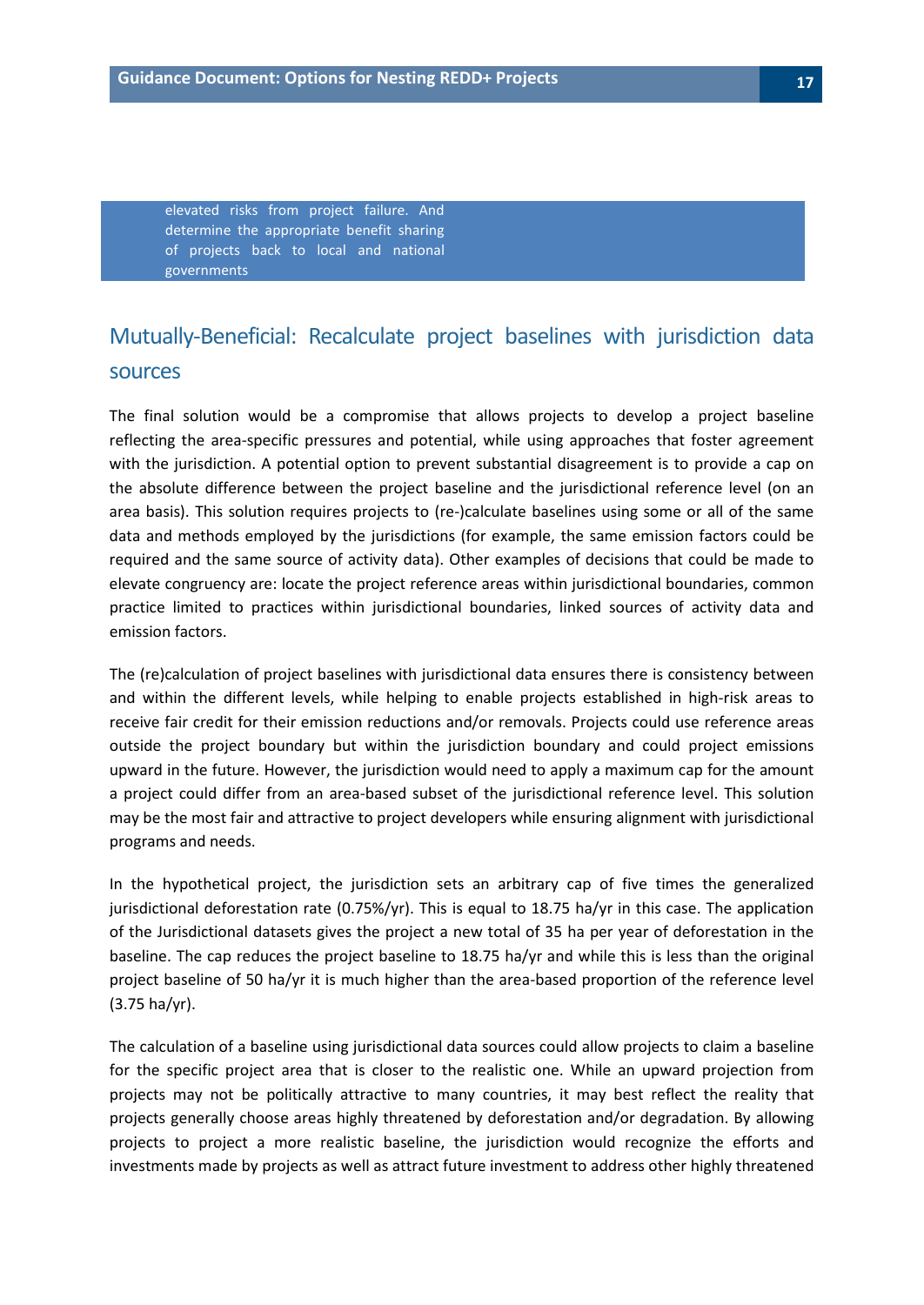elevated risks from project failure. And determine the appropriate benefit sharing of projects back to local and national governments

## Mutually-Beneficial: Recalculate project baselines with jurisdiction data sources

The final solution would be a compromise that allows projects to develop a project baseline reflecting the area-specific pressures and potential, while using approaches that foster agreement with the jurisdiction. A potential option to prevent substantial disagreement is to provide a cap on the absolute difference between the project baseline and the jurisdictional reference level (on an area basis). This solution requires projects to (re-)calculate baselines using some or all of the same data and methods employed by the jurisdictions (for example, the same emission factors could be required and the same source of activity data). Other examples of decisions that could be made to elevate congruency are: locate the project reference areas within jurisdictional boundaries, common practice limited to practices within jurisdictional boundaries, linked sources of activity data and emission factors.

The (re)calculation of project baselines with jurisdictional data ensures there is consistency between and within the different levels, while helping to enable projects established in high-risk areas to receive fair credit for their emission reductions and/or removals. Projects could use reference areas outside the project boundary but within the jurisdiction boundary and could project emissions upward in the future. However, the jurisdiction would need to apply a maximum cap for the amount a project could differ from an area-based subset of the jurisdictional reference level. This solution may be the most fair and attractive to project developers while ensuring alignment with jurisdictional programs and needs.

In the hypothetical project, the jurisdiction sets an arbitrary cap of five times the generalized jurisdictional deforestation rate (0.75%/yr). This is equal to 18.75 ha/yr in this case. The application of the Jurisdictional datasets gives the project a new total of 35 ha per year of deforestation in the baseline. The cap reduces the project baseline to 18.75 ha/yr and while this is less than the original project baseline of 50 ha/yr it is much higher than the area-based proportion of the reference level (3.75 ha/yr).

The calculation of a baseline using jurisdictional data sources could allow projects to claim a baseline for the specific project area that is closer to the realistic one. While an upward projection from projects may not be politically attractive to many countries, it may best reflect the reality that projects generally choose areas highly threatened by deforestation and/or degradation. By allowing projects to project a more realistic baseline, the jurisdiction would recognize the efforts and investments made by projects as well as attract future investment to address other highly threatened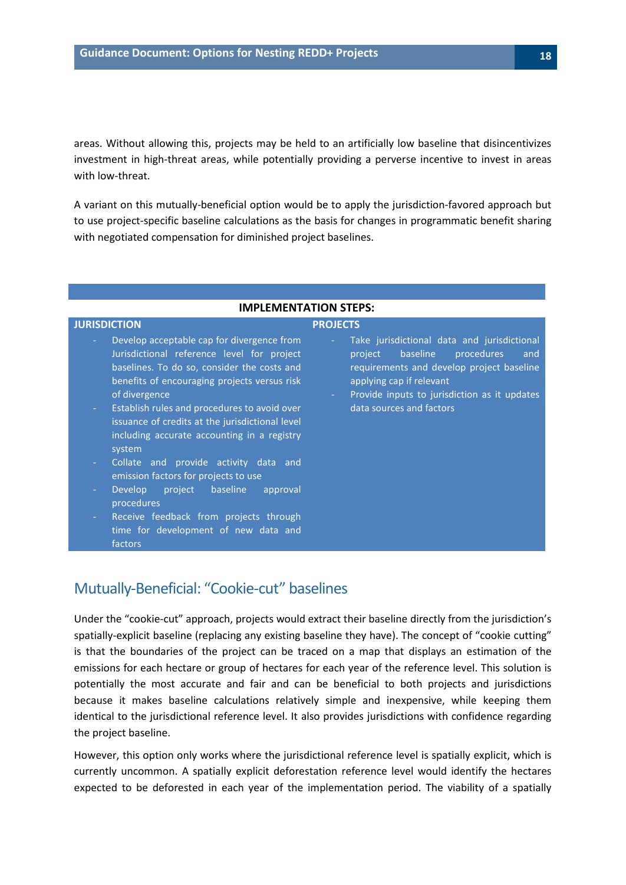areas. Without allowing this, projects may be held to an artificially low baseline that disincentivizes investment in high-threat areas, while potentially providing a perverse incentive to invest in areas with low-threat.

A variant on this mutually-beneficial option would be to apply the jurisdiction-favored approach but to use project-specific baseline calculations as the basis for changes in programmatic benefit sharing with negotiated compensation for diminished project baselines.

| IMPLEMENTATION STEPS: | |
|---|---|
| **JURISDICTION** | **PROJECTS** |
| - Develop acceptable cap for divergence from Jurisdictional reference level for project baselines. To do so, consider the costs and benefits of encouraging projects versus risk of divergence<br>- Establish rules and procedures to avoid over issuance of credits at the jurisdictional level including accurate accounting in a registry system<br>- Collate and provide activity data and emission factors for projects to use<br>- Develop project baseline approval procedures<br>- Receive feedback from projects through time for development of new data and factors | - Take jurisdictional data and jurisdictional project baseline procedures and requirements and develop project baseline applying cap if relevant<br>- Provide inputs to jurisdiction as it updates data sources and factors |

## Mutually-Beneficial: "Cookie-cut" baselines

Under the "cookie-cut" approach, projects would extract their baseline directly from the jurisdiction's spatially-explicit baseline (replacing any existing baseline they have). The concept of "cookie cutting" is that the boundaries of the project can be traced on a map that displays an estimation of the emissions for each hectare or group of hectares for each year of the reference level. This solution is potentially the most accurate and fair and can be beneficial to both projects and jurisdictions because it makes baseline calculations relatively simple and inexpensive, while keeping them identical to the jurisdictional reference level. It also provides jurisdictions with confidence regarding the project baseline.

However, this option only works where the jurisdictional reference level is spatially explicit, which is currently uncommon. A spatially explicit deforestation reference level would identify the hectares expected to be deforested in each year of the implementation period. The viability of a spatially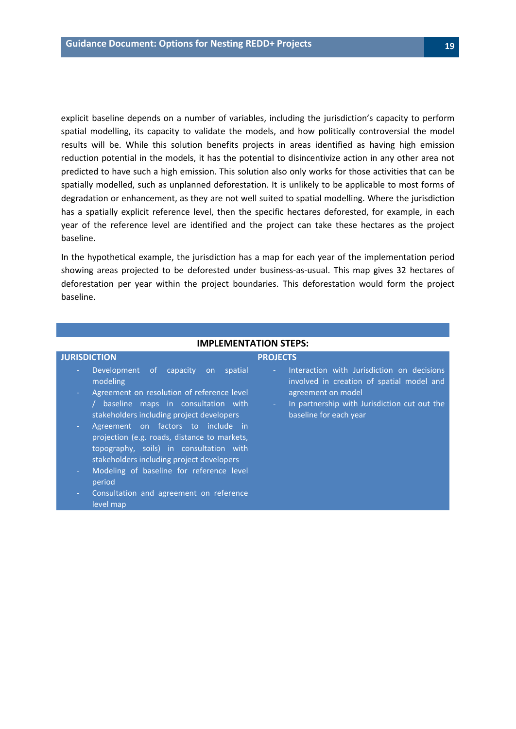explicit baseline depends on a number of variables, including the jurisdiction's capacity to perform spatial modelling, its capacity to validate the models, and how politically controversial the model results will be. While this solution benefits projects in areas identified as having high emission reduction potential in the models, it has the potential to disincentivize action in any other area not predicted to have such a high emission. This solution also only works for those activities that can be spatially modelled, such as unplanned deforestation. It is unlikely to be applicable to most forms of degradation or enhancement, as they are not well suited to spatial modelling. Where the jurisdiction has a spatially explicit reference level, then the specific hectares deforested, for example, in each year of the reference level are identified and the project can take these hectares as the project baseline.

In the hypothetical example, the jurisdiction has a map for each year of the implementation period showing areas projected to be deforested under business-as-usual. This map gives 32 hectares of deforestation per year within the project boundaries. This deforestation would form the project baseline.

**IMPLEMENTATION STEPS:**

**JURISDICTION**

- Development of capacity on spatial modeling
- Agreement on resolution of reference level / baseline maps in consultation with stakeholders including project developers
- Agreement on factors to include in projection (e.g. roads, distance to markets, topography, soils) in consultation with stakeholders including project developers
- Modeling of baseline for reference level period
- Consultation and agreement on reference level map

**PROJECTS**

- Interaction with Jurisdiction on decisions involved in creation of spatial model and agreement on model
- In partnership with Jurisdiction cut out the baseline for each year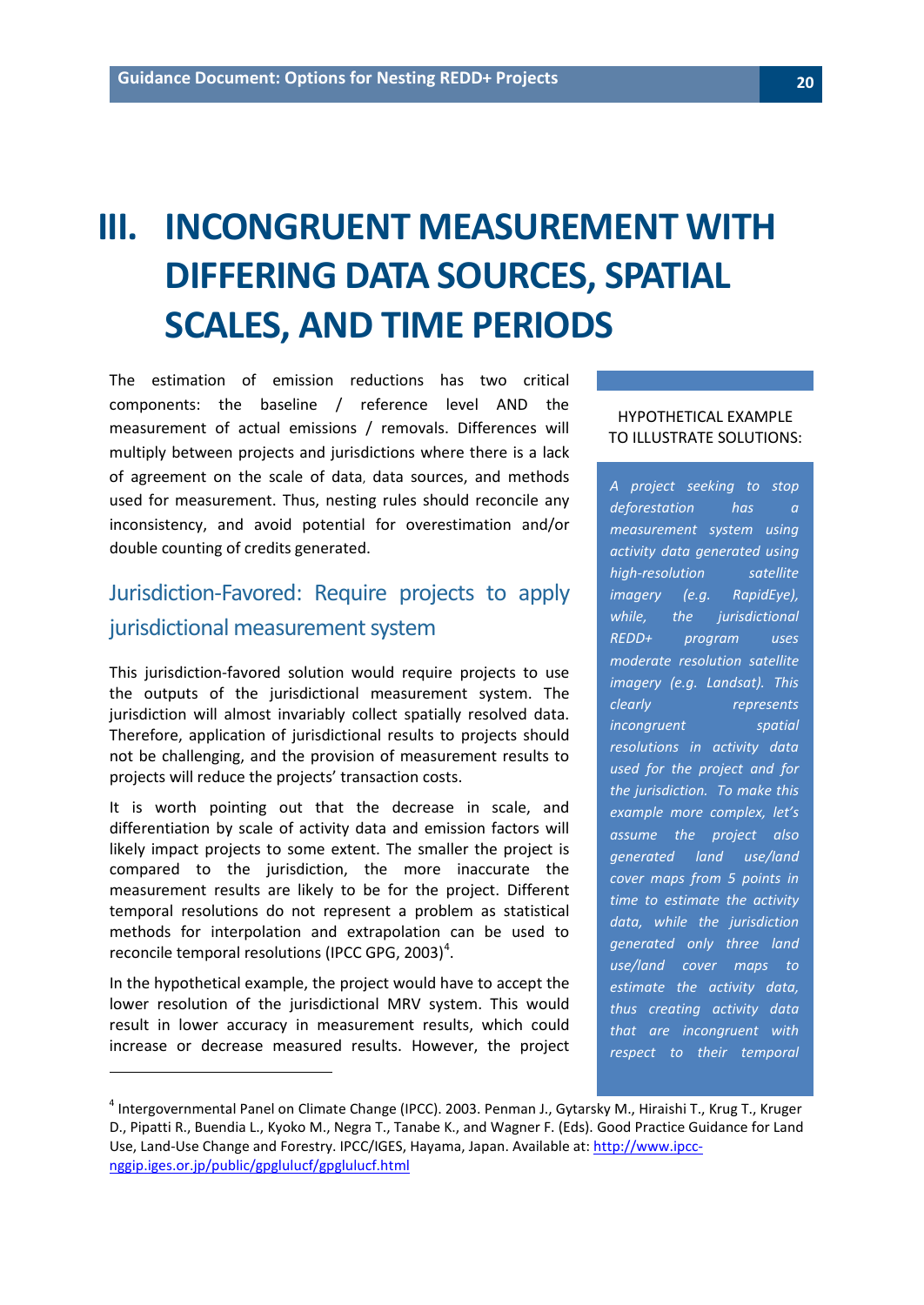# III. INCONGRUENT MEASUREMENT WITH DIFFERING DATA SOURCES, SPATIAL SCALES, AND TIME PERIODS

The estimation of emission reductions has two critical components: the baseline / reference level AND the measurement of actual emissions / removals. Differences will multiply between projects and jurisdictions where there is a lack of agreement on the scale of data, data sources, and methods used for measurement. Thus, nesting rules should reconcile any inconsistency, and avoid potential for overestimation and/or double counting of credits generated.

## Jurisdiction-Favored: Require projects to apply jurisdictional measurement system

This jurisdiction-favored solution would require projects to use the outputs of the jurisdictional measurement system. The jurisdiction will almost invariably collect spatially resolved data. Therefore, application of jurisdictional results to projects should not be challenging, and the provision of measurement results to projects will reduce the projects' transaction costs.

It is worth pointing out that the decrease in scale, and differentiation by scale of activity data and emission factors will likely impact projects to some extent. The smaller the project is compared to the jurisdiction, the more inaccurate the measurement results are likely to be for the project. Different temporal resolutions do not represent a problem as statistical methods for interpolation and extrapolation can be used to reconcile temporal resolutions (IPCC GPG, 2003)[4].

In the hypothetical example, the project would have to accept the lower resolution of the jurisdictional MRV system. This would result in lower accuracy in measurement results, which could increase or decrease measured results. However, the project

HYPOTHETICAL EXAMPLE TO ILLUSTRATE SOLUTIONS:

*A project seeking to stop deforestation has a measurement system using activity data generated using high-resolution satellite imagery (e.g. RapidEye), while, the jurisdictional REDD+ program uses moderate resolution satellite imagery (e.g. Landsat). This clearly represents incongruent spatial resolutions in activity data used for the project and for the jurisdiction. To make this example more complex, let's assume the project also generated land use/land cover maps from 5 points in time to estimate the activity data, while the jurisdiction generated only three land use/land cover maps to estimate the activity data, thus creating activity data that are incongruent with respect to their temporal*

---

[4] Intergovernmental Panel on Climate Change (IPCC). 2003. Penman J., Gytarsky M., Hiraishi T., Krug T., Kruger D., Pipatti R., Buendia L., Kyoko M., Negra T., Tanabe K., and Wagner F. (Eds). Good Practice Guidance for Land Use, Land-Use Change and Forestry. IPCC/IGES, Hayama, Japan. Available at: http://www.ipcc-nggip.iges.or.jp/public/gpglulucf/gpglulucf.html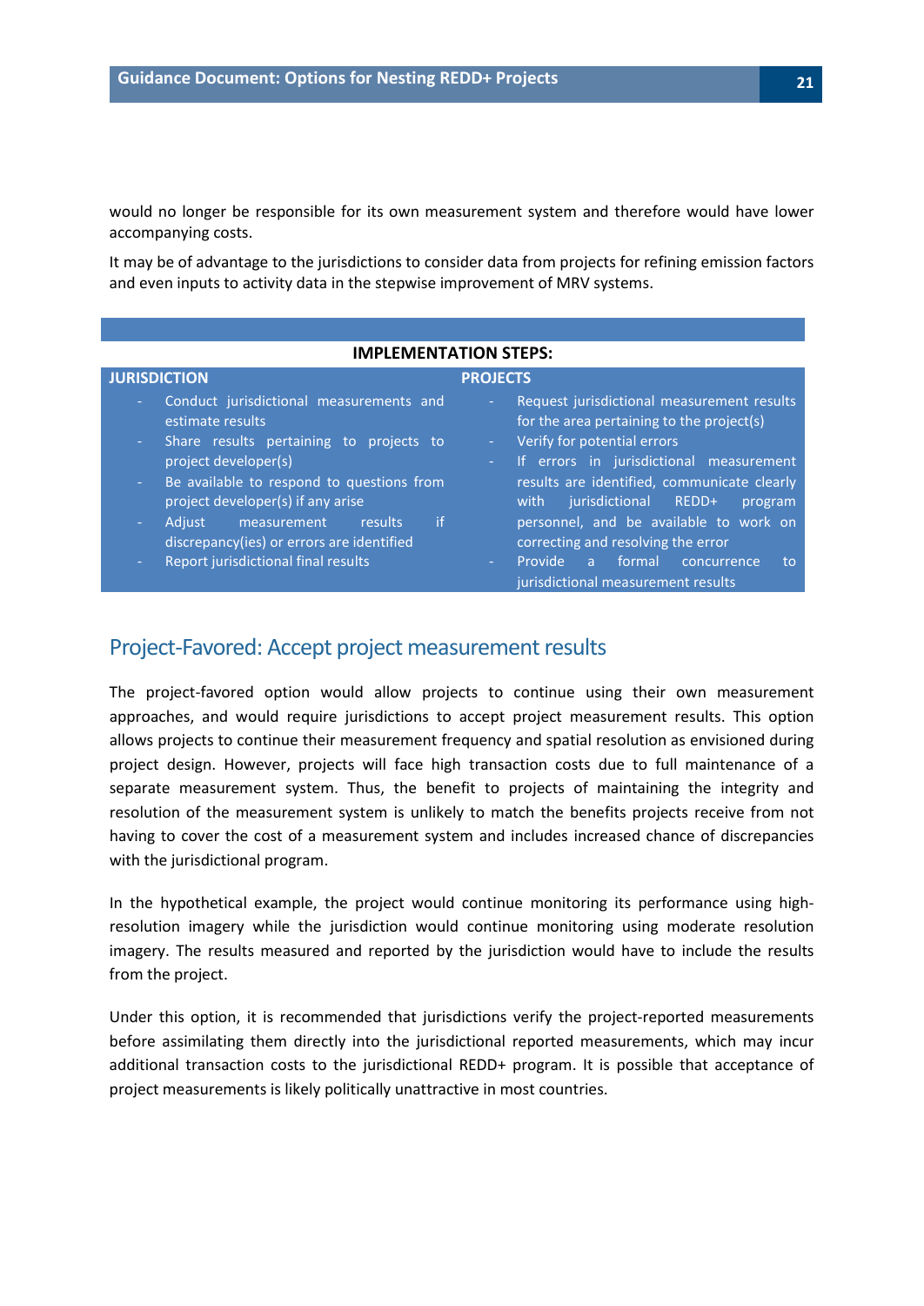would no longer be responsible for its own measurement system and therefore would have lower accompanying costs.

It may be of advantage to the jurisdictions to consider data from projects for refining emission factors and even inputs to activity data in the stepwise improvement of MRV systems.

**IMPLEMENTATION STEPS:**

| JURISDICTION | PROJECTS |
| --- | --- |
| - Conduct jurisdictional measurements and estimate results<br>- Share results pertaining to projects to project developer(s)<br>- Be available to respond to questions from project developer(s) if any arise<br>- Adjust measurement results if discrepancy(ies) or errors are identified<br>- Report jurisdictional final results | - Request jurisdictional measurement results for the area pertaining to the project(s)<br>- Verify for potential errors<br>- If errors in jurisdictional measurement results are identified, communicate clearly with jurisdictional REDD+ program personnel, and be available to work on correcting and resolving the error<br>- Provide a formal concurrence to jurisdictional measurement results |

## Project-Favored: Accept project measurement results

The project-favored option would allow projects to continue using their own measurement approaches, and would require jurisdictions to accept project measurement results. This option allows projects to continue their measurement frequency and spatial resolution as envisioned during project design. However, projects will face high transaction costs due to full maintenance of a separate measurement system. Thus, the benefit to projects of maintaining the integrity and resolution of the measurement system is unlikely to match the benefits projects receive from not having to cover the cost of a measurement system and includes increased chance of discrepancies with the jurisdictional program.

In the hypothetical example, the project would continue monitoring its performance using high-resolution imagery while the jurisdiction would continue monitoring using moderate resolution imagery. The results measured and reported by the jurisdiction would have to include the results from the project.

Under this option, it is recommended that jurisdictions verify the project-reported measurements before assimilating them directly into the jurisdictional reported measurements, which may incur additional transaction costs to the jurisdictional REDD+ program. It is possible that acceptance of project measurements is likely politically unattractive in most countries.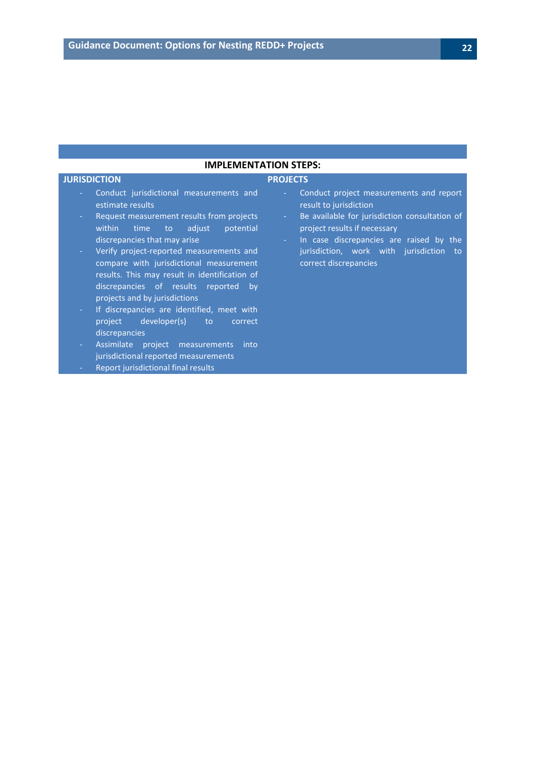**IMPLEMENTATION STEPS:**

**JURISDICTION**

- Conduct jurisdictional measurements and estimate results
- Request measurement results from projects within time to adjust potential discrepancies that may arise
- Verify project-reported measurements and compare with jurisdictional measurement results. This may result in identification of discrepancies of results reported by projects and by jurisdictions
- If discrepancies are identified, meet with project developer(s) to correct discrepancies
- Assimilate project measurements into jurisdictional reported measurements
- Report jurisdictional final results

**PROJECTS**

- Conduct project measurements and report result to jurisdiction
- Be available for jurisdiction consultation of project results if necessary
- In case discrepancies are raised by the jurisdiction, work with jurisdiction to correct discrepancies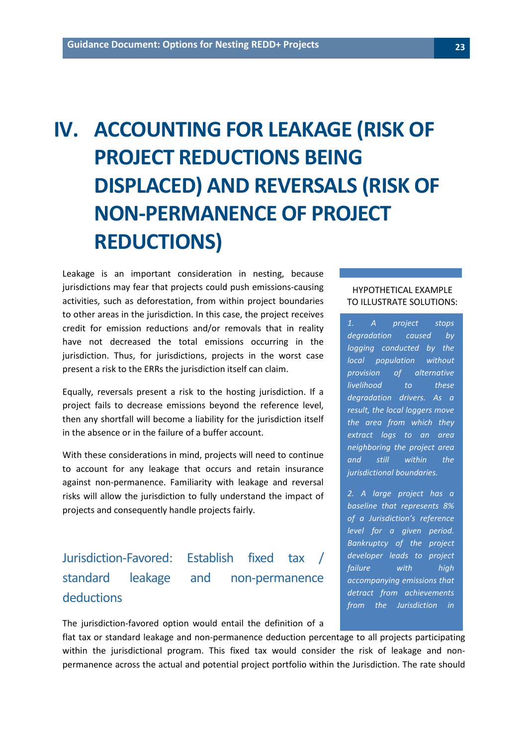# IV. ACCOUNTING FOR LEAKAGE (RISK OF PROJECT REDUCTIONS BEING DISPLACED) AND REVERSALS (RISK OF NON-PERMANENCE OF PROJECT REDUCTIONS)

Leakage is an important consideration in nesting, because jurisdictions may fear that projects could push emissions-causing activities, such as deforestation, from within project boundaries to other areas in the jurisdiction. In this case, the project receives credit for emission reductions and/or removals that in reality have not decreased the total emissions occurring in the jurisdiction. Thus, for jurisdictions, projects in the worst case present a risk to the ERRs the jurisdiction itself can claim.

Equally, reversals present a risk to the hosting jurisdiction. If a project fails to decrease emissions beyond the reference level, then any shortfall will become a liability for the jurisdiction itself in the absence or in the failure of a buffer account.

With these considerations in mind, projects will need to continue to account for any leakage that occurs and retain insurance against non-permanence. Familiarity with leakage and reversal risks will allow the jurisdiction to fully understand the impact of projects and consequently handle projects fairly.

> HYPOTHETICAL EXAMPLE TO ILLUSTRATE SOLUTIONS:
>
> *1. A project stops degradation caused by logging conducted by the local population without provision of alternative livelihood to these degradation drivers. As a result, the local loggers move the area from which they extract logs to an area neighboring the project area and still within the jurisdictional boundaries.*
>
> *2. A large project has a baseline that represents 8% of a Jurisdiction's reference level for a given period. Bankruptcy of the project developer leads to project failure with high accompanying emissions that detract from achievements from the Jurisdiction in*

## Jurisdiction-Favored: Establish fixed tax / standard leakage and non-permanence deductions

The jurisdiction-favored option would entail the definition of a flat tax or standard leakage and non-permanence deduction percentage to all projects participating within the jurisdictional program. This fixed tax would consider the risk of leakage and non-permanence across the actual and potential project portfolio within the Jurisdiction. The rate should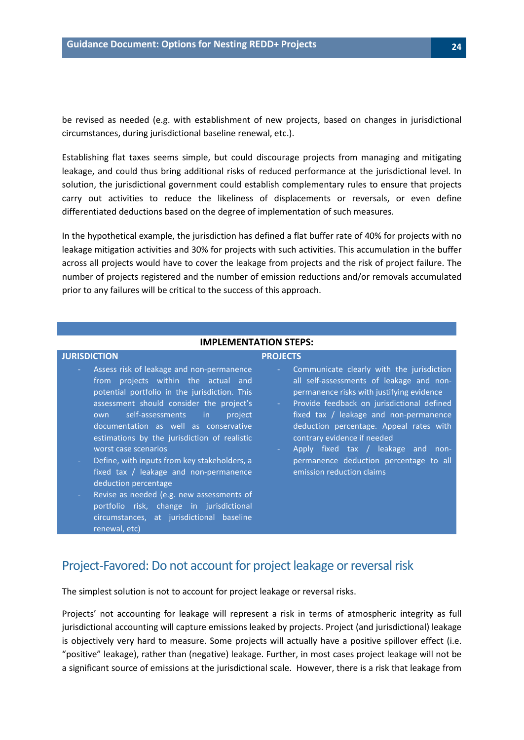be revised as needed (e.g. with establishment of new projects, based on changes in jurisdictional circumstances, during jurisdictional baseline renewal, etc.).

Establishing flat taxes seems simple, but could discourage projects from managing and mitigating leakage, and could thus bring additional risks of reduced performance at the jurisdictional level. In solution, the jurisdictional government could establish complementary rules to ensure that projects carry out activities to reduce the likeliness of displacements or reversals, or even define differentiated deductions based on the degree of implementation of such measures.

In the hypothetical example, the jurisdiction has defined a flat buffer rate of 40% for projects with no leakage mitigation activities and 30% for projects with such activities. This accumulation in the buffer across all projects would have to cover the leakage from projects and the risk of project failure. The number of projects registered and the number of emission reductions and/or removals accumulated prior to any failures will be critical to the success of this approach.

**IMPLEMENTATION STEPS:**

**JURISDICTION**

- Assess risk of leakage and non-permanence from projects within the actual and potential portfolio in the jurisdiction. This assessment should consider the project's own self-assessments in project documentation as well as conservative estimations by the jurisdiction of realistic worst case scenarios
- Define, with inputs from key stakeholders, a fixed tax / leakage and non-permanence deduction percentage
- Revise as needed (e.g. new assessments of portfolio risk, change in jurisdictional circumstances, at jurisdictional baseline renewal, etc)

**PROJECTS**

- Communicate clearly with the jurisdiction all self-assessments of leakage and non-permanence risks with justifying evidence
- Provide feedback on jurisdictional defined fixed tax / leakage and non-permanence deduction percentage. Appeal rates with contrary evidence if needed
- Apply fixed tax / leakage and non-permanence deduction percentage to all emission reduction claims

## Project-Favored: Do not account for project leakage or reversal risk

The simplest solution is not to account for project leakage or reversal risks.

Projects' not accounting for leakage will represent a risk in terms of atmospheric integrity as full jurisdictional accounting will capture emissions leaked by projects. Project (and jurisdictional) leakage is objectively very hard to measure. Some projects will actually have a positive spillover effect (i.e. "positive" leakage), rather than (negative) leakage. Further, in most cases project leakage will not be a significant source of emissions at the jurisdictional scale. However, there is a risk that leakage from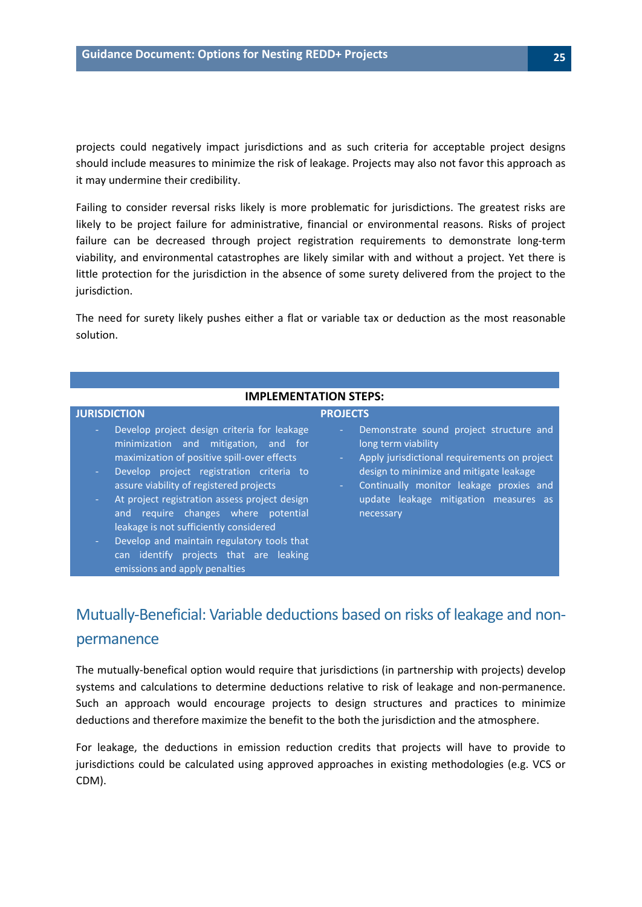projects could negatively impact jurisdictions and as such criteria for acceptable project designs should include measures to minimize the risk of leakage. Projects may also not favor this approach as it may undermine their credibility.

Failing to consider reversal risks likely is more problematic for jurisdictions. The greatest risks are likely to be project failure for administrative, financial or environmental reasons. Risks of project failure can be decreased through project registration requirements to demonstrate long-term viability, and environmental catastrophes are likely similar with and without a project. Yet there is little protection for the jurisdiction in the absence of some surety delivered from the project to the jurisdiction.

The need for surety likely pushes either a flat or variable tax or deduction as the most reasonable solution.

**IMPLEMENTATION STEPS:**

| JURISDICTION | PROJECTS |
|---|---|
| - Develop project design criteria for leakage minimization and mitigation, and for maximization of positive spill-over effects<br>- Develop project registration criteria to assure viability of registered projects<br>- At project registration assess project design and require changes where potential leakage is not sufficiently considered<br>- Develop and maintain regulatory tools that can identify projects that are leaking emissions and apply penalties | - Demonstrate sound project structure and long term viability<br>- Apply jurisdictional requirements on project design to minimize and mitigate leakage<br>- Continually monitor leakage proxies and update leakage mitigation measures as necessary |

## Mutually-Beneficial: Variable deductions based on risks of leakage and non-permanence

The mutually-benefical option would require that jurisdictions (in partnership with projects) develop systems and calculations to determine deductions relative to risk of leakage and non-permanence. Such an approach would encourage projects to design structures and practices to minimize deductions and therefore maximize the benefit to the both the jurisdiction and the atmosphere.

For leakage, the deductions in emission reduction credits that projects will have to provide to jurisdictions could be calculated using approved approaches in existing methodologies (e.g. VCS or CDM).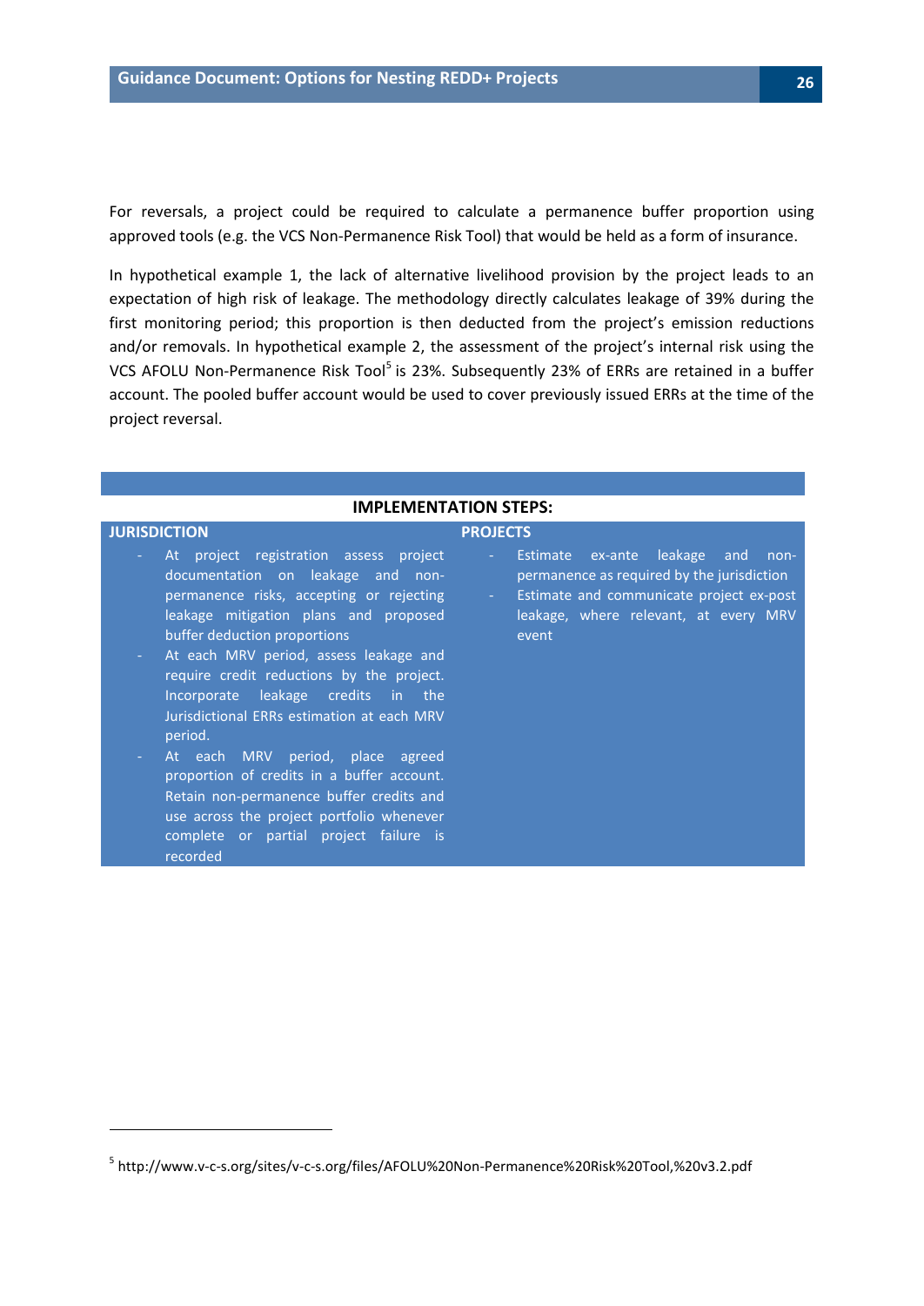For reversals, a project could be required to calculate a permanence buffer proportion using approved tools (e.g. the VCS Non-Permanence Risk Tool) that would be held as a form of insurance.

In hypothetical example 1, the lack of alternative livelihood provision by the project leads to an expectation of high risk of leakage. The methodology directly calculates leakage of 39% during the first monitoring period; this proportion is then deducted from the project's emission reductions and/or removals. In hypothetical example 2, the assessment of the project's internal risk using the VCS AFOLU Non-Permanence Risk Tool[5] is 23%. Subsequently 23% of ERRs are retained in a buffer account. The pooled buffer account would be used to cover previously issued ERRs at the time of the project reversal.

**IMPLEMENTATION STEPS:**

| JURISDICTION | PROJECTS |
| --- | --- |
| - At project registration assess project documentation on leakage and non-permanence risks, accepting or rejecting leakage mitigation plans and proposed buffer deduction proportions<br>- At each MRV period, assess leakage and require credit reductions by the project. Incorporate leakage credits in the Jurisdictional ERRs estimation at each MRV period.<br>- At each MRV period, place agreed proportion of credits in a buffer account. Retain non-permanence buffer credits and use across the project portfolio whenever complete or partial project failure is recorded | - Estimate ex-ante leakage and non-permanence as required by the jurisdiction<br>- Estimate and communicate project ex-post leakage, where relevant, at every MRV event |

[5] http://www.v-c-s.org/sites/v-c-s.org/files/AFOLU%20Non-Permanence%20Risk%20Tool,%20v3.2.pdf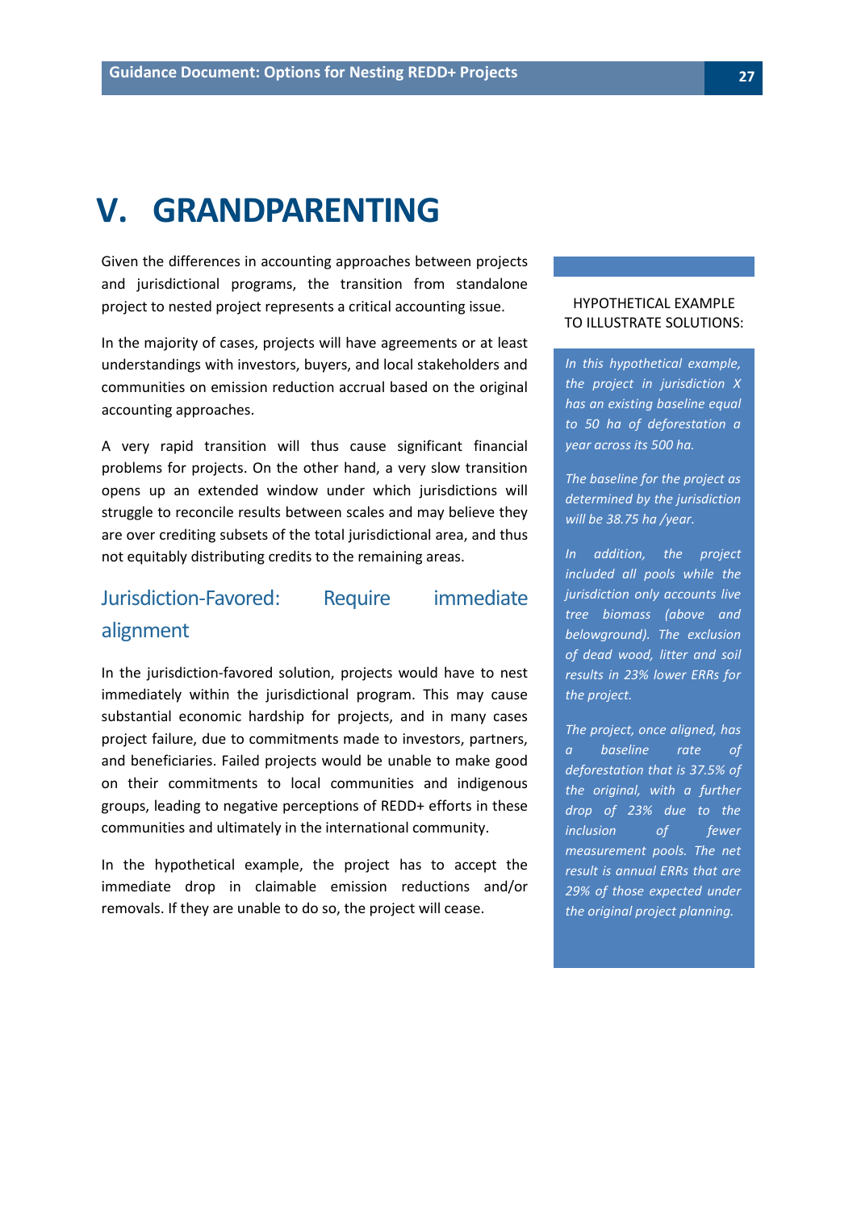# V. GRANDPARENTING

Given the differences in accounting approaches between projects and jurisdictional programs, the transition from standalone project to nested project represents a critical accounting issue.

In the majority of cases, projects will have agreements or at least understandings with investors, buyers, and local stakeholders and communities on emission reduction accrual based on the original accounting approaches.

A very rapid transition will thus cause significant financial problems for projects. On the other hand, a very slow transition opens up an extended window under which jurisdictions will struggle to reconcile results between scales and may believe they are over crediting subsets of the total jurisdictional area, and thus not equitably distributing credits to the remaining areas.

## Jurisdiction-Favored: Require immediate alignment

In the jurisdiction-favored solution, projects would have to nest immediately within the jurisdictional program. This may cause substantial economic hardship for projects, and in many cases project failure, due to commitments made to investors, partners, and beneficiaries. Failed projects would be unable to make good on their commitments to local communities and indigenous groups, leading to negative perceptions of REDD+ efforts in these communities and ultimately in the international community.

In the hypothetical example, the project has to accept the immediate drop in claimable emission reductions and/or removals. If they are unable to do so, the project will cease.

HYPOTHETICAL EXAMPLE TO ILLUSTRATE SOLUTIONS:

*In this hypothetical example, the project in jurisdiction X has an existing baseline equal to 50 ha of deforestation a year across its 500 ha.*

*The baseline for the project as determined by the jurisdiction will be 38.75 ha /year.*

*In addition, the project included all pools while the jurisdiction only accounts live tree biomass (above and belowground). The exclusion of dead wood, litter and soil results in 23% lower ERRs for the project.*

*The project, once aligned, has a baseline rate of deforestation that is 37.5% of the original, with a further drop of 23% due to the inclusion of fewer measurement pools. The net result is annual ERRs that are 29% of those expected under the original project planning.*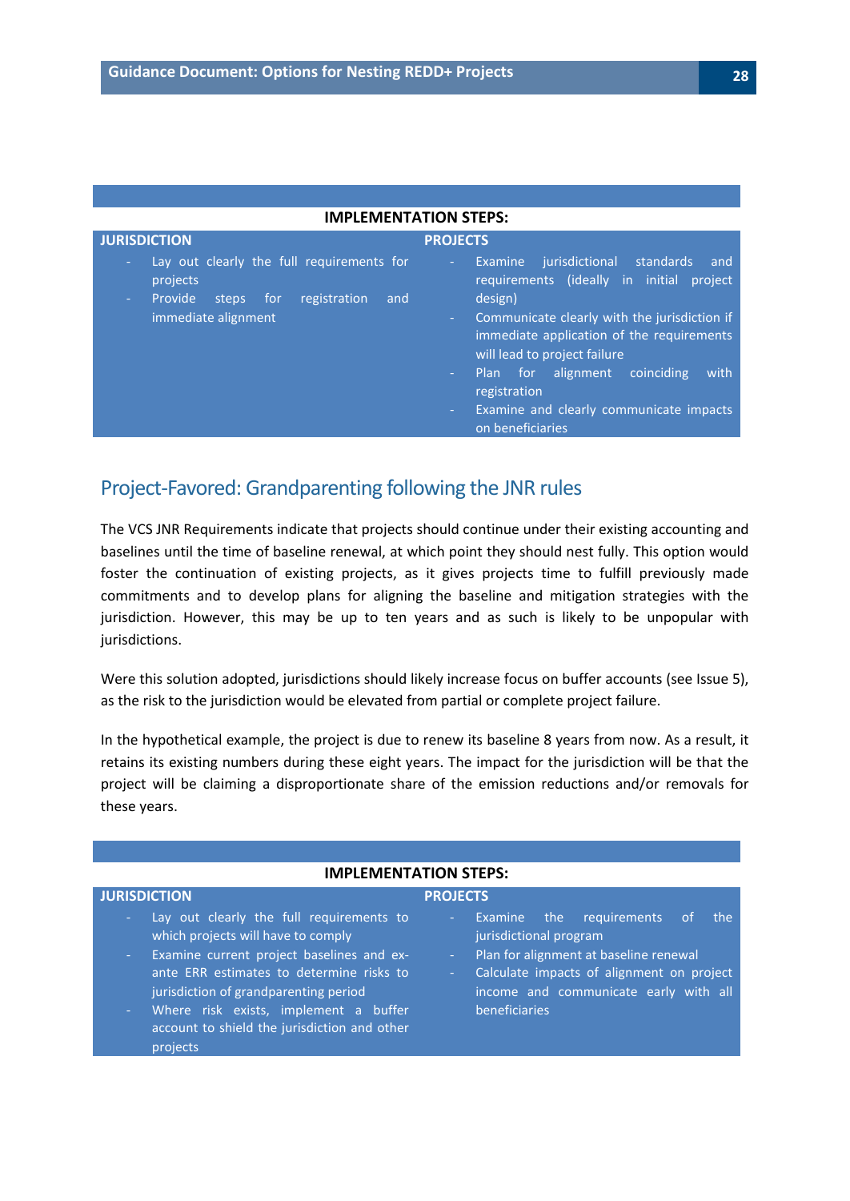| IMPLEMENTATION STEPS: | |
|---|---|
| **JURISDICTION** | **PROJECTS** |
| - Lay out clearly the full requirements for projects<br>- Provide steps for registration and immediate alignment | - Examine jurisdictional standards and requirements (ideally in initial project design)<br>- Communicate clearly with the jurisdiction if immediate application of the requirements will lead to project failure<br>- Plan for alignment coinciding with registration<br>- Examine and clearly communicate impacts on beneficiaries |

## Project-Favored: Grandparenting following the JNR rules

The VCS JNR Requirements indicate that projects should continue under their existing accounting and baselines until the time of baseline renewal, at which point they should nest fully. This option would foster the continuation of existing projects, as it gives projects time to fulfill previously made commitments and to develop plans for aligning the baseline and mitigation strategies with the jurisdiction. However, this may be up to ten years and as such is likely to be unpopular with jurisdictions.

Were this solution adopted, jurisdictions should likely increase focus on buffer accounts (see Issue 5), as the risk to the jurisdiction would be elevated from partial or complete project failure.

In the hypothetical example, the project is due to renew its baseline 8 years from now. As a result, it retains its existing numbers during these eight years. The impact for the jurisdiction will be that the project will be claiming a disproportionate share of the emission reductions and/or removals for these years.

| IMPLEMENTATION STEPS: | |
|---|---|
| **JURISDICTION** | **PROJECTS** |
| - Lay out clearly the full requirements to which projects will have to comply<br>- Examine current project baselines and ex-ante ERR estimates to determine risks to jurisdiction of grandparenting period<br>- Where risk exists, implement a buffer account to shield the jurisdiction and other projects | - Examine the requirements of the jurisdictional program<br>- Plan for alignment at baseline renewal<br>- Calculate impacts of alignment on project income and communicate early with all beneficiaries |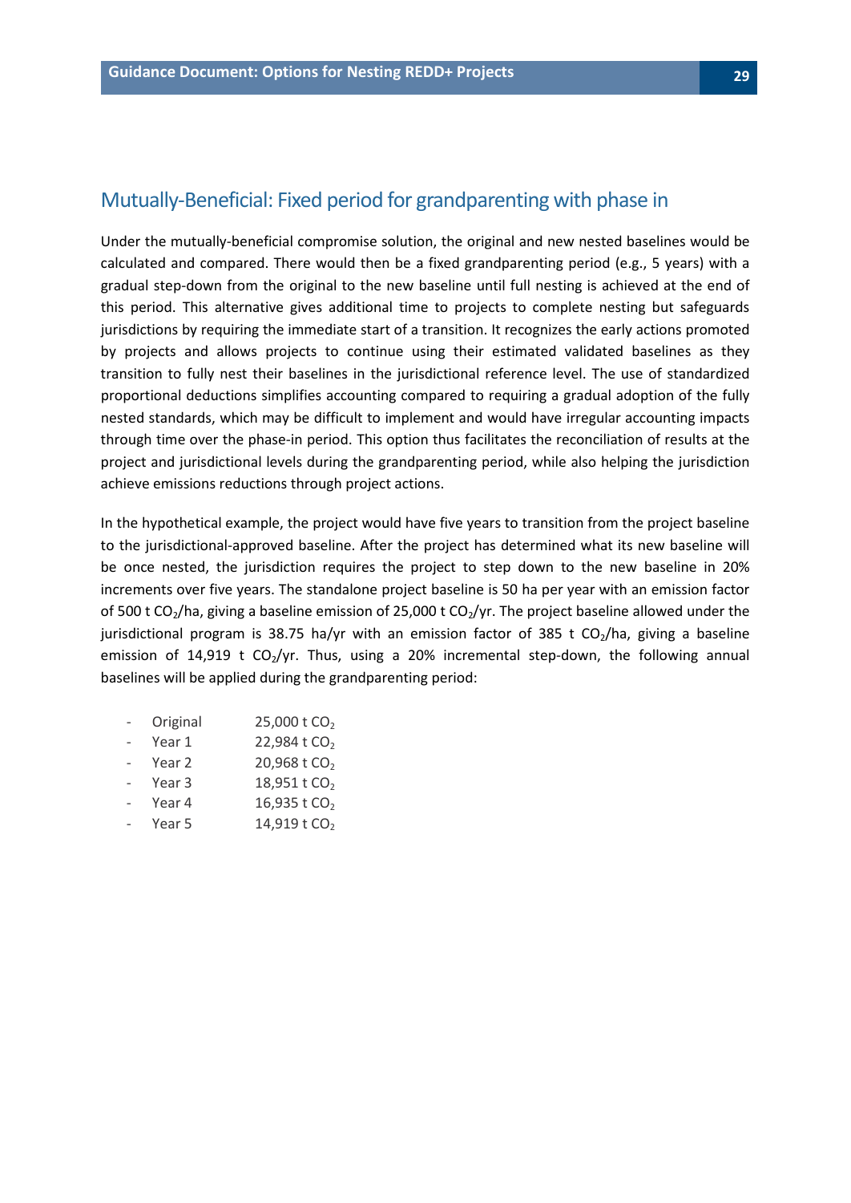## Mutually-Beneficial: Fixed period for grandparenting with phase in

Under the mutually-beneficial compromise solution, the original and new nested baselines would be calculated and compared. There would then be a fixed grandparenting period (e.g., 5 years) with a gradual step-down from the original to the new baseline until full nesting is achieved at the end of this period. This alternative gives additional time to projects to complete nesting but safeguards jurisdictions by requiring the immediate start of a transition. It recognizes the early actions promoted by projects and allows projects to continue using their estimated validated baselines as they transition to fully nest their baselines in the jurisdictional reference level. The use of standardized proportional deductions simplifies accounting compared to requiring a gradual adoption of the fully nested standards, which may be difficult to implement and would have irregular accounting impacts through time over the phase-in period. This option thus facilitates the reconciliation of results at the project and jurisdictional levels during the grandparenting period, while also helping the jurisdiction achieve emissions reductions through project actions.

In the hypothetical example, the project would have five years to transition from the project baseline to the jurisdictional-approved baseline. After the project has determined what its new baseline will be once nested, the jurisdiction requires the project to step down to the new baseline in 20% increments over five years. The standalone project baseline is 50 ha per year with an emission factor of 500 t $CO_2$/ha, giving a baseline emission of 25,000 t $CO_2$/yr. The project baseline allowed under the jurisdictional program is 38.75 ha/yr with an emission factor of 385 t $CO_2$/ha, giving a baseline emission of 14,919 t $CO_2$/yr. Thus, using a 20% incremental step-down, the following annual baselines will be applied during the grandparenting period:

- Original 25,000 t $CO_2$
- Year 1 22,984 t $CO_2$
- Year 2 20,968 t $CO_2$
- Year 3 18,951 t $CO_2$
- Year 4 16,935 t $CO_2$
- Year 5 14,919 t $CO_2$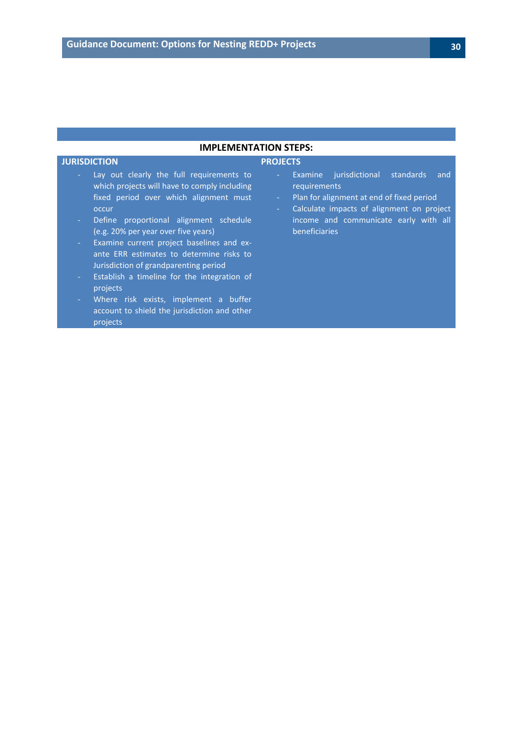**IMPLEMENTATION STEPS:**

**JURISDICTION**

- Lay out clearly the full requirements to which projects will have to comply including fixed period over which alignment must occur
- Define proportional alignment schedule (e.g. 20% per year over five years)
- Examine current project baselines and ex-ante ERR estimates to determine risks to Jurisdiction of grandparenting period
- Establish a timeline for the integration of projects
- Where risk exists, implement a buffer account to shield the jurisdiction and other projects

**PROJECTS**

- Examine jurisdictional standards and requirements
- Plan for alignment at end of fixed period
- Calculate impacts of alignment on project income and communicate early with all beneficiaries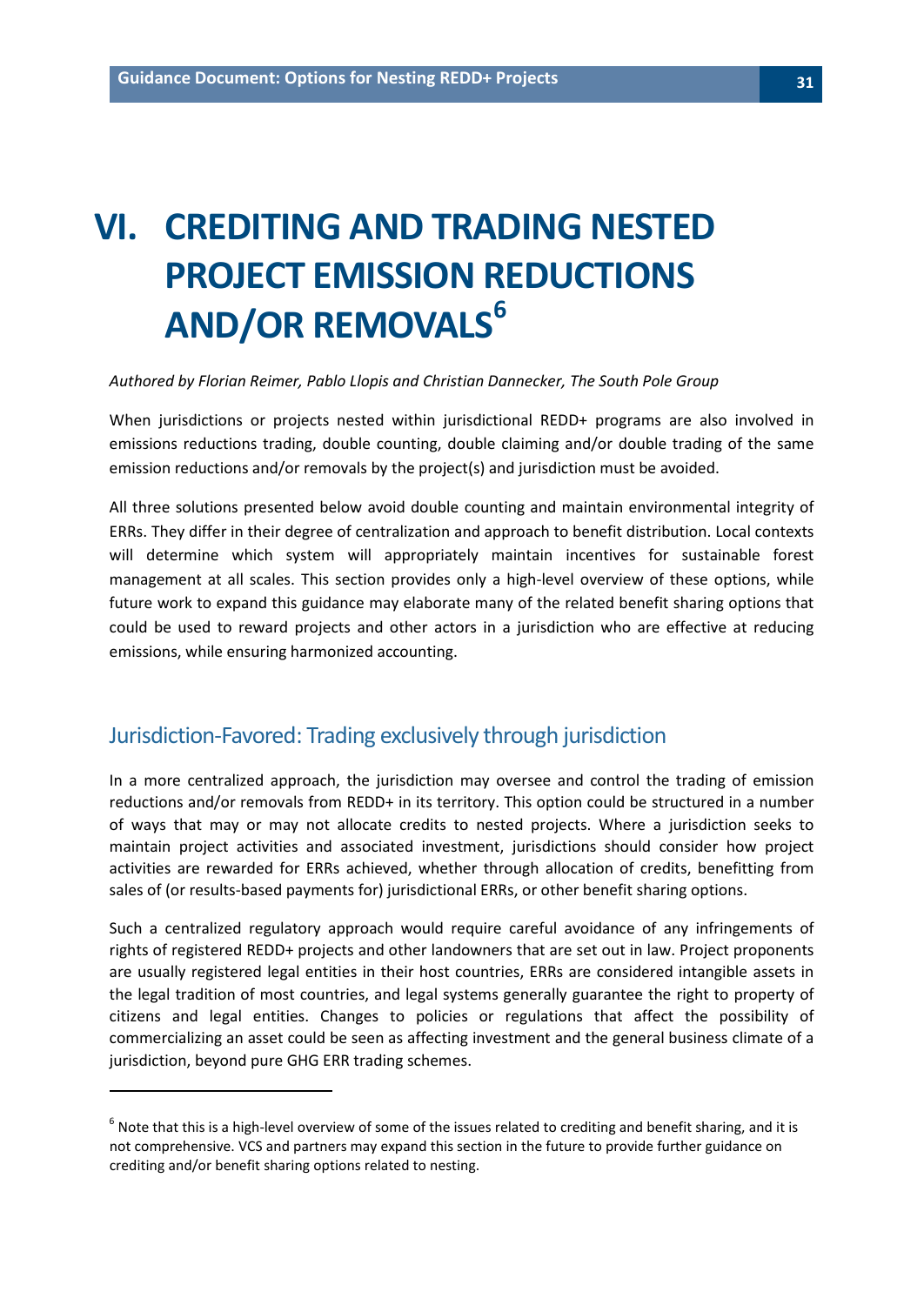# VI. CREDITING AND TRADING NESTED PROJECT EMISSION REDUCTIONS AND/OR REMOVALS[6]

*Authored by Florian Reimer, Pablo Llopis and Christian Dannecker, The South Pole Group*

When jurisdictions or projects nested within jurisdictional REDD+ programs are also involved in emissions reductions trading, double counting, double claiming and/or double trading of the same emission reductions and/or removals by the project(s) and jurisdiction must be avoided.

All three solutions presented below avoid double counting and maintain environmental integrity of ERRs. They differ in their degree of centralization and approach to benefit distribution. Local contexts will determine which system will appropriately maintain incentives for sustainable forest management at all scales. This section provides only a high-level overview of these options, while future work to expand this guidance may elaborate many of the related benefit sharing options that could be used to reward projects and other actors in a jurisdiction who are effective at reducing emissions, while ensuring harmonized accounting.

## Jurisdiction-Favored: Trading exclusively through jurisdiction

In a more centralized approach, the jurisdiction may oversee and control the trading of emission reductions and/or removals from REDD+ in its territory. This option could be structured in a number of ways that may or may not allocate credits to nested projects. Where a jurisdiction seeks to maintain project activities and associated investment, jurisdictions should consider how project activities are rewarded for ERRs achieved, whether through allocation of credits, benefitting from sales of (or results-based payments for) jurisdictional ERRs, or other benefit sharing options.

Such a centralized regulatory approach would require careful avoidance of any infringements of rights of registered REDD+ projects and other landowners that are set out in law. Project proponents are usually registered legal entities in their host countries, ERRs are considered intangible assets in the legal tradition of most countries, and legal systems generally guarantee the right to property of citizens and legal entities. Changes to policies or regulations that affect the possibility of commercializing an asset could be seen as affecting investment and the general business climate of a jurisdiction, beyond pure GHG ERR trading schemes.

---

[6] Note that this is a high-level overview of some of the issues related to crediting and benefit sharing, and it is not comprehensive. VCS and partners may expand this section in the future to provide further guidance on crediting and/or benefit sharing options related to nesting.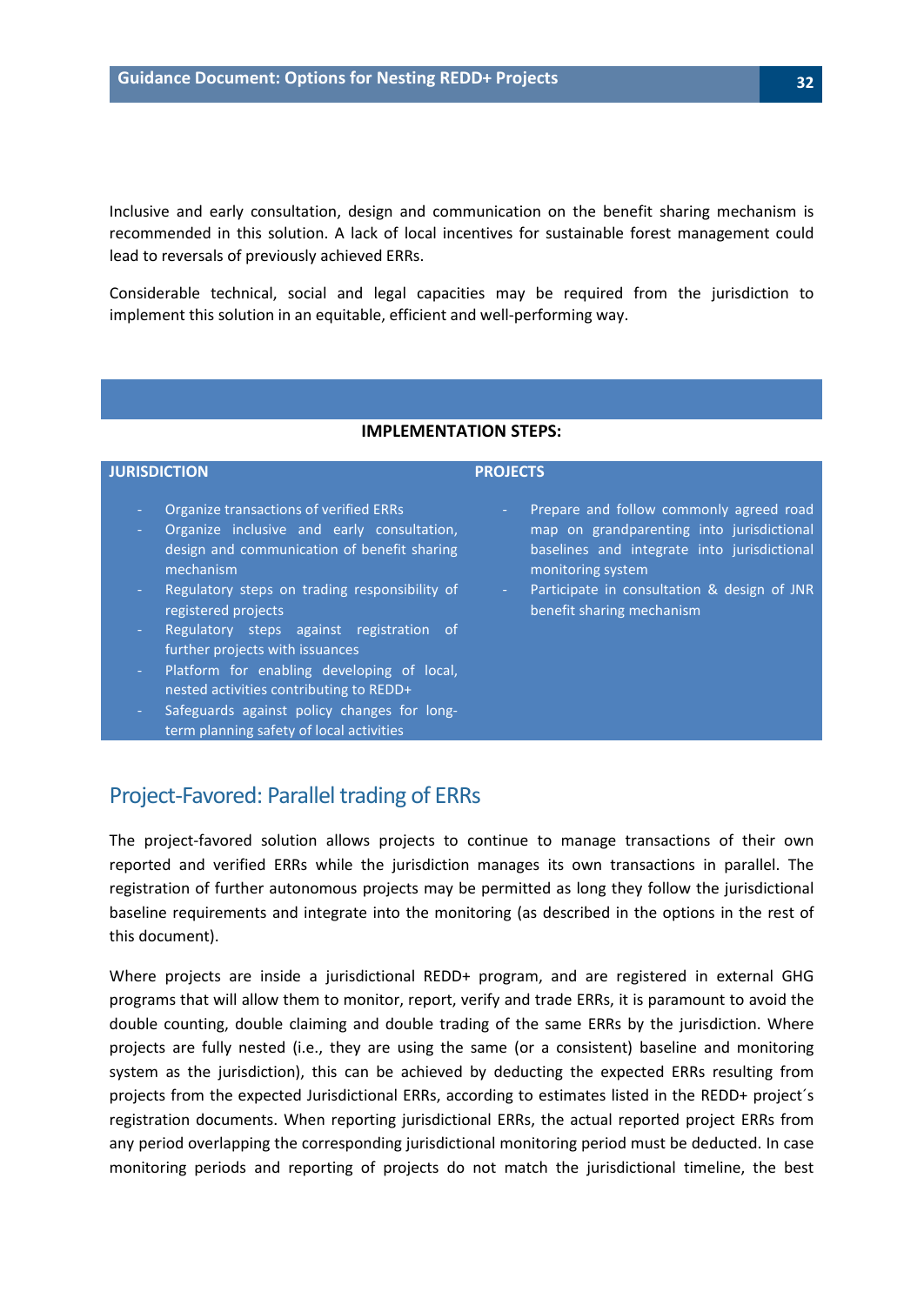Inclusive and early consultation, design and communication on the benefit sharing mechanism is recommended in this solution. A lack of local incentives for sustainable forest management could lead to reversals of previously achieved ERRs.

Considerable technical, social and legal capacities may be required from the jurisdiction to implement this solution in an equitable, efficient and well-performing way.

**IMPLEMENTATION STEPS:**

| JURISDICTION | PROJECTS |
|---|---|
| - Organize transactions of verified ERRs<br>- Organize inclusive and early consultation, design and communication of benefit sharing mechanism<br>- Regulatory steps on trading responsibility of registered projects<br>- Regulatory steps against registration of further projects with issuances<br>- Platform for enabling developing of local, nested activities contributing to REDD+<br>- Safeguards against policy changes for long-term planning safety of local activities | - Prepare and follow commonly agreed road map on grandparenting into jurisdictional baselines and integrate into jurisdictional monitoring system<br>- Participate in consultation & design of JNR benefit sharing mechanism |

## Project-Favored: Parallel trading of ERRs

The project-favored solution allows projects to continue to manage transactions of their own reported and verified ERRs while the jurisdiction manages its own transactions in parallel. The registration of further autonomous projects may be permitted as long they follow the jurisdictional baseline requirements and integrate into the monitoring (as described in the options in the rest of this document).

Where projects are inside a jurisdictional REDD+ program, and are registered in external GHG programs that will allow them to monitor, report, verify and trade ERRs, it is paramount to avoid the double counting, double claiming and double trading of the same ERRs by the jurisdiction. Where projects are fully nested (i.e., they are using the same (or a consistent) baseline and monitoring system as the jurisdiction), this can be achieved by deducting the expected ERRs resulting from projects from the expected Jurisdictional ERRs, according to estimates listed in the REDD+ project´s registration documents. When reporting jurisdictional ERRs, the actual reported project ERRs from any period overlapping the corresponding jurisdictional monitoring period must be deducted. In case monitoring periods and reporting of projects do not match the jurisdictional timeline, the best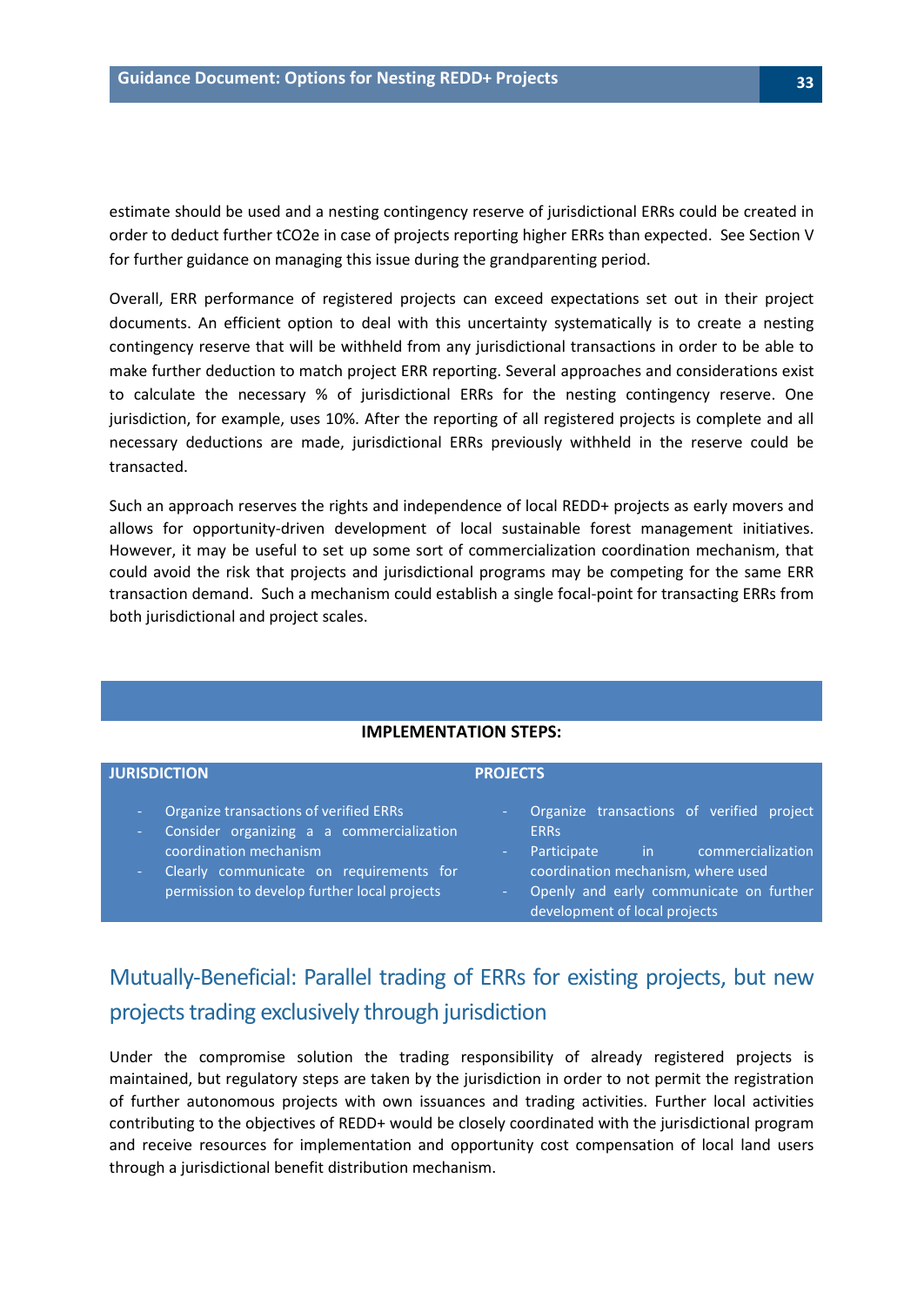estimate should be used and a nesting contingency reserve of jurisdictional ERRs could be created in order to deduct further tCO2e in case of projects reporting higher ERRs than expected.  See Section V for further guidance on managing this issue during the grandparenting period.

Overall, ERR performance of registered projects can exceed expectations set out in their project documents. An efficient option to deal with this uncertainty systematically is to create a nesting contingency reserve that will be withheld from any jurisdictional transactions in order to be able to make further deduction to match project ERR reporting. Several approaches and considerations exist to calculate the necessary % of jurisdictional ERRs for the nesting contingency reserve. One jurisdiction, for example, uses 10%. After the reporting of all registered projects is complete and all necessary deductions are made, jurisdictional ERRs previously withheld in the reserve could be transacted.

Such an approach reserves the rights and independence of local REDD+ projects as early movers and allows for opportunity-driven development of local sustainable forest management initiatives. However, it may be useful to set up some sort of commercialization coordination mechanism, that could avoid the risk that projects and jurisdictional programs may be competing for the same ERR transaction demand.  Such a mechanism could establish a single focal-point for transacting ERRs from both jurisdictional and project scales.

**IMPLEMENTATION STEPS:**

| JURISDICTION | PROJECTS |
|---|---|
| - Organize transactions of verified ERRs<br>- Consider organizing a a commercialization coordination mechanism<br>- Clearly communicate on requirements for permission to develop further local projects | - Organize transactions of verified project ERRs<br>- Participate in commercialization coordination mechanism, where used<br>- Openly and early communicate on further development of local projects |

## Mutually-Beneficial: Parallel trading of ERRs for existing projects, but new projects trading exclusively through jurisdiction

Under the compromise solution the trading responsibility of already registered projects is maintained, but regulatory steps are taken by the jurisdiction in order to not permit the registration of further autonomous projects with own issuances and trading activities. Further local activities contributing to the objectives of REDD+ would be closely coordinated with the jurisdictional program and receive resources for implementation and opportunity cost compensation of local land users through a jurisdictional benefit distribution mechanism.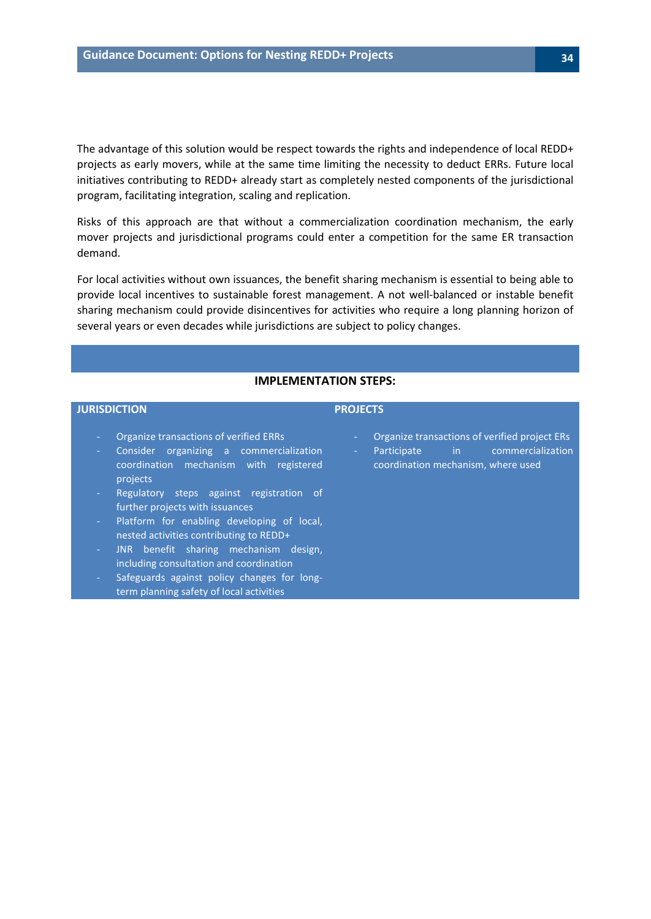The advantage of this solution would be respect towards the rights and independence of local REDD+ projects as early movers, while at the same time limiting the necessity to deduct ERRs. Future local initiatives contributing to REDD+ already start as completely nested components of the jurisdictional program, facilitating integration, scaling and replication.

Risks of this approach are that without a commercialization coordination mechanism, the early mover projects and jurisdictional programs could enter a competition for the same ER transaction demand.

For local activities without own issuances, the benefit sharing mechanism is essential to being able to provide local incentives to sustainable forest management. A not well-balanced or instable benefit sharing mechanism could provide disincentives for activities who require a long planning horizon of several years or even decades while jurisdictions are subject to policy changes.

**IMPLEMENTATION STEPS:**

| JURISDICTION | PROJECTS |
| --- | --- |
| - Organize transactions of verified ERRs<br>- Consider organizing a commercialization coordination mechanism with registered projects<br>- Regulatory steps against registration of further projects with issuances<br>- Platform for enabling developing of local, nested activities contributing to REDD+<br>- JNR benefit sharing mechanism design, including consultation and coordination<br>- Safeguards against policy changes for long-term planning safety of local activities | - Organize transactions of verified project ERs<br>- Participate in commercialization coordination mechanism, where used |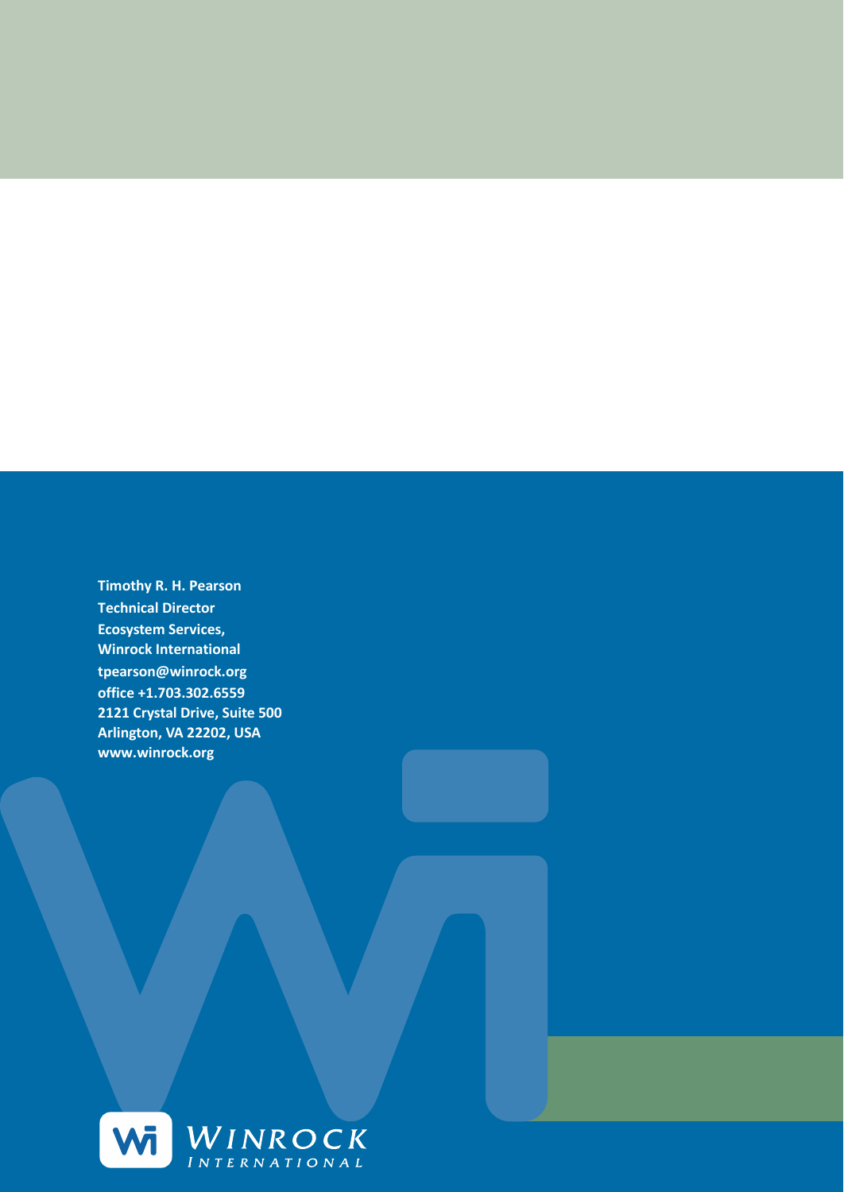**Timothy R. H. Pearson**
**Technical Director**
**Ecosystem Services,**
**Winrock International**
**tpearson@winrock.org**
**office +1.703.302.6559**
**2121 Crystal Drive, Suite 500**
**Arlington, VA 22202, USA**
**www.winrock.org**

WINROCK INTERNATIONAL